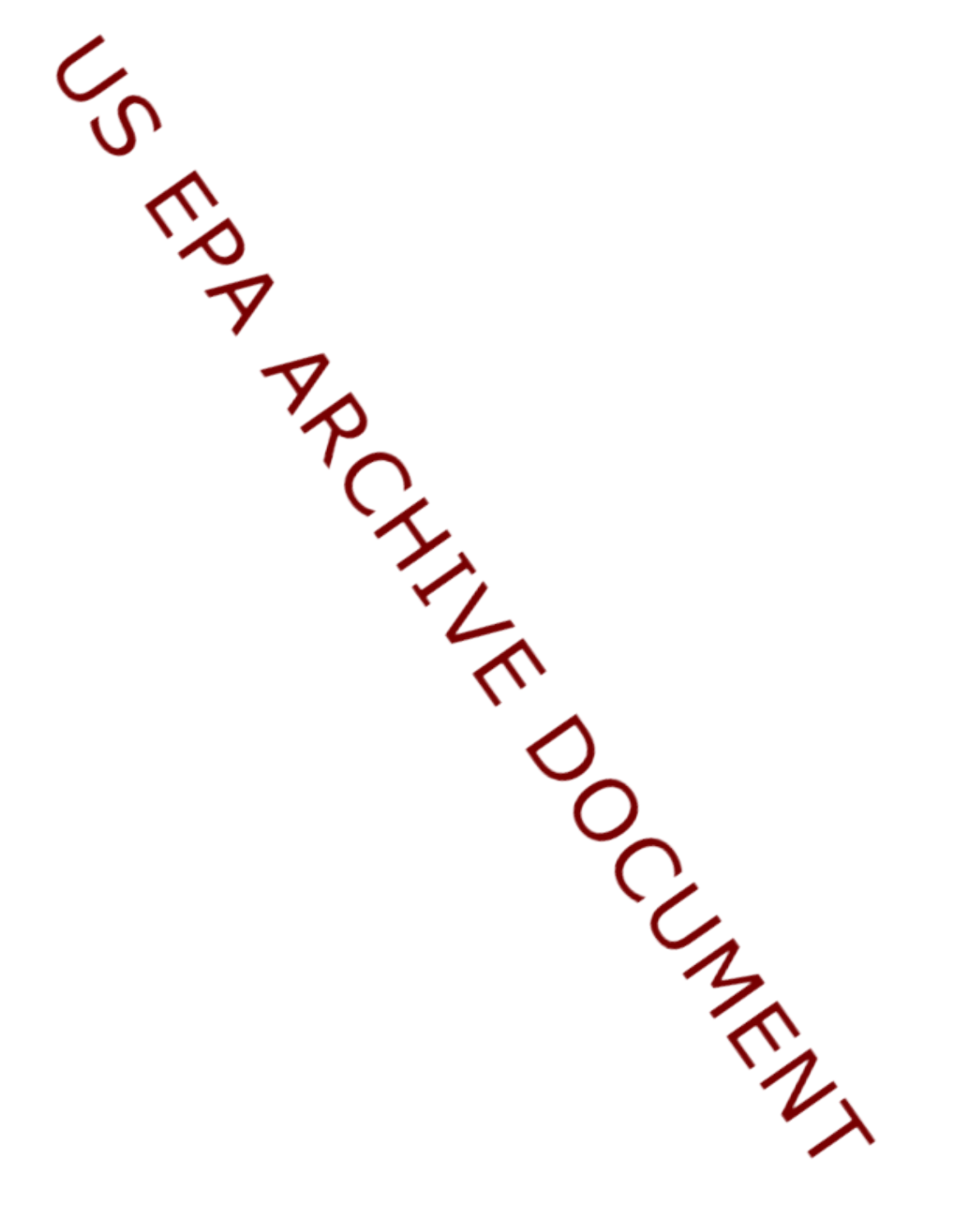US EPA ARCHIVE DOCUMENT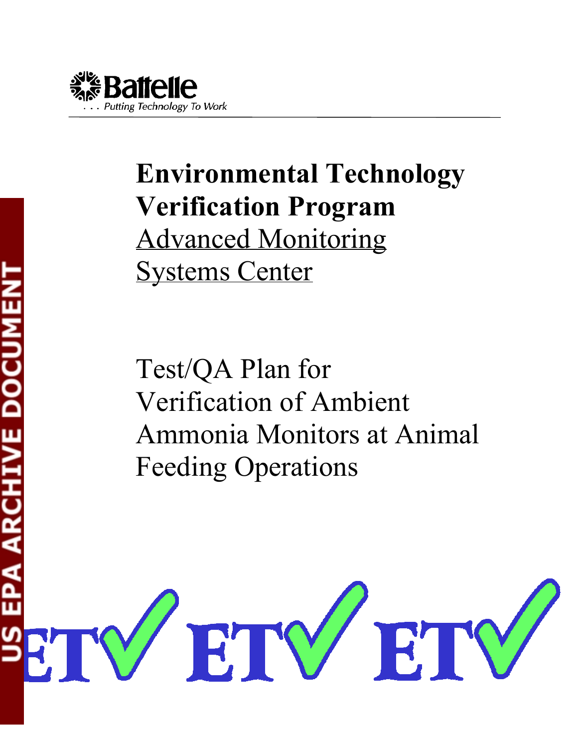Battelle

. . . Putting Technology To Work

# Environmental Technology Verification Program

## Advanced Monitoring Systems Center

## Test/QA Plan for Verification of Ambient Ammonia Monitors at Animal Feeding Operations

US EPA ARCHIVE DOCUMENT

ETV ETV ETV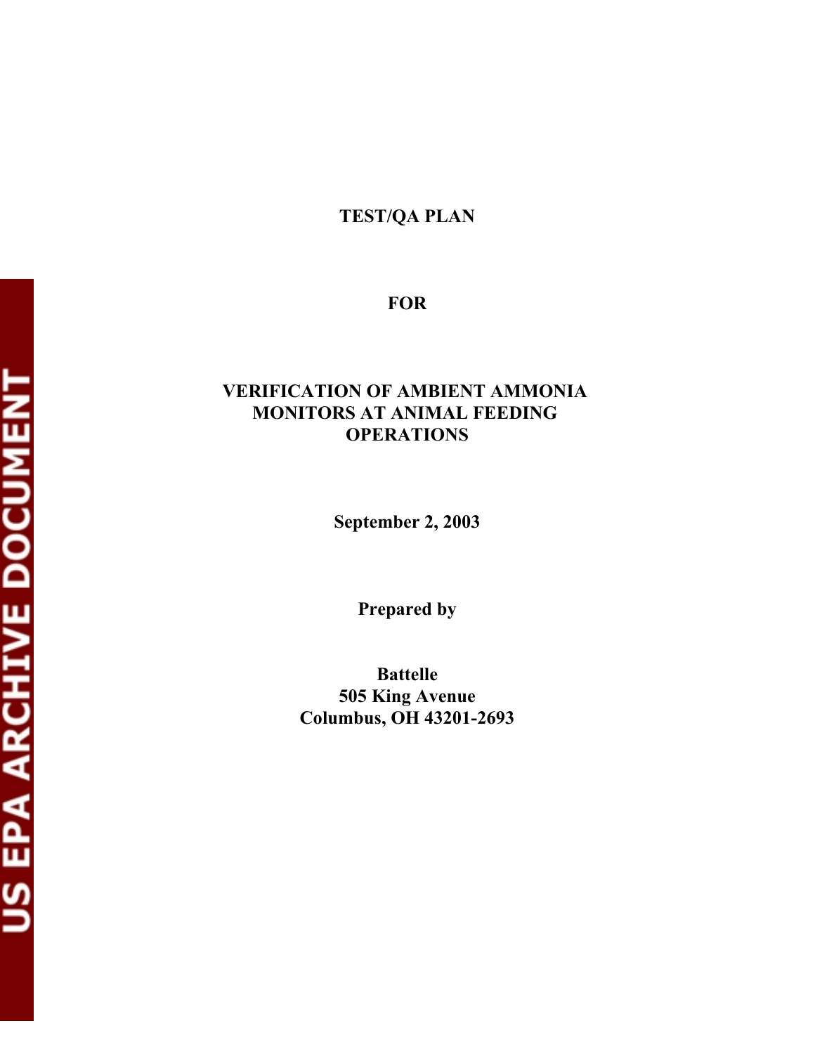# TEST/QA PLAN

# FOR

# VERIFICATION OF AMBIENT AMMONIA MONITORS AT ANIMAL FEEDING OPERATIONS

**September 2, 2003**

**Prepared by**

**Battelle**
**505 King Avenue**
**Columbus, OH 43201-2693**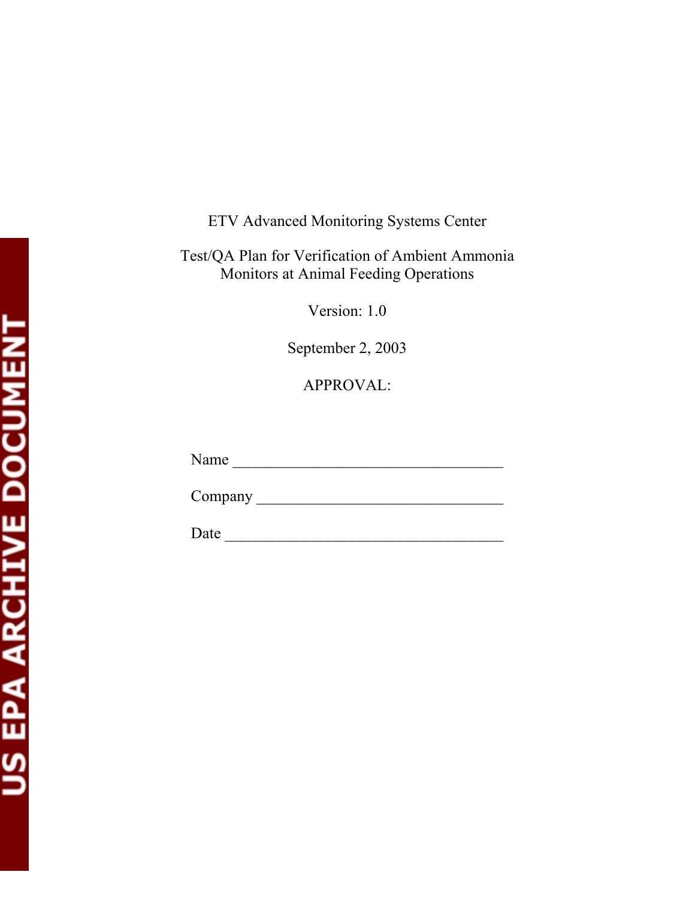ETV Advanced Monitoring Systems Center

Test/QA Plan for Verification of Ambient Ammonia Monitors at Animal Feeding Operations

Version: 1.0

September 2, 2003

APPROVAL:

Name ___________________________________

Company ________________________________

Date ____________________________________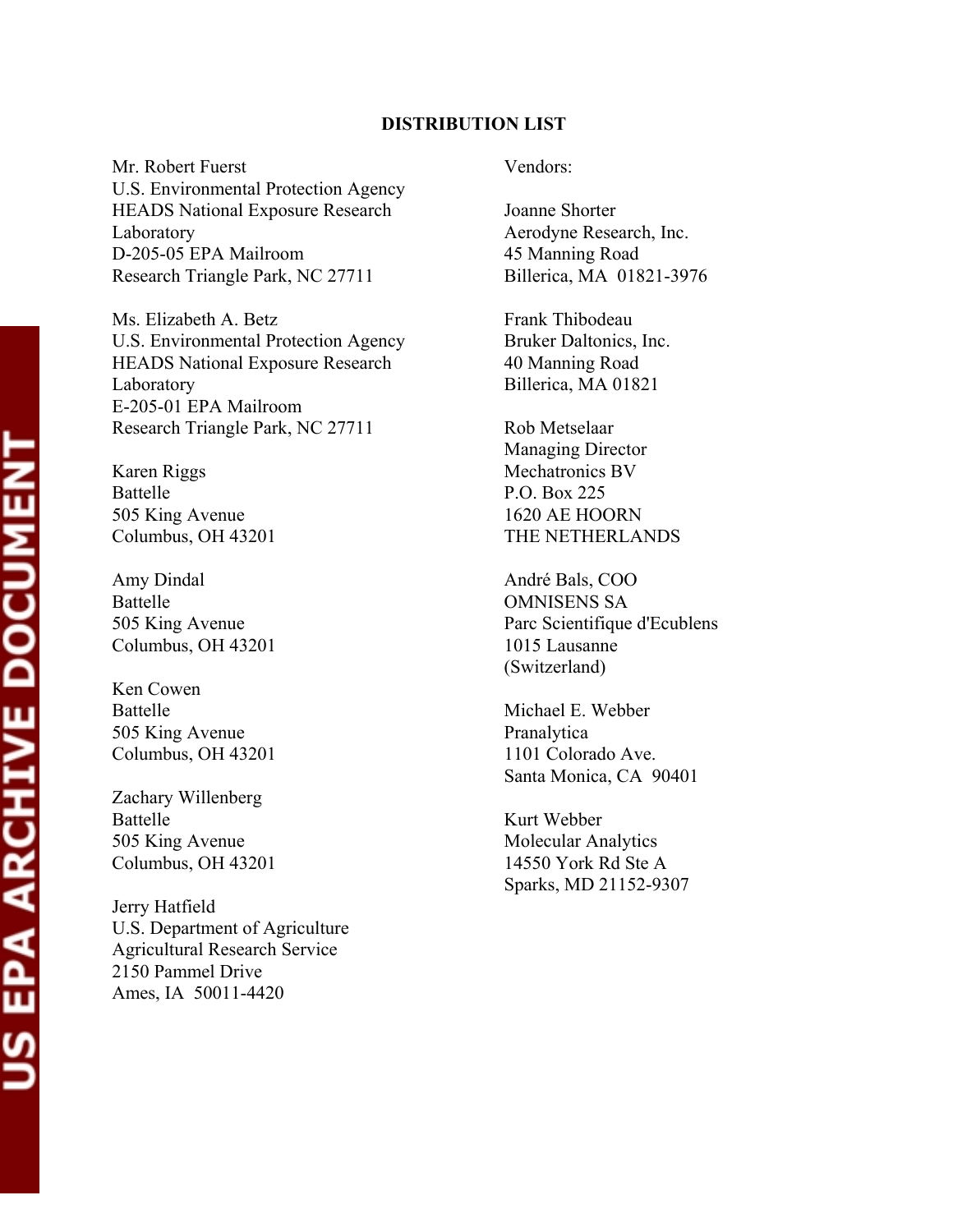**DISTRIBUTION LIST**

Mr. Robert Fuerst
U.S. Environmental Protection Agency
HEADS National Exposure Research Laboratory
D-205-05 EPA Mailroom
Research Triangle Park, NC 27711

Ms. Elizabeth A. Betz
U.S. Environmental Protection Agency
HEADS National Exposure Research Laboratory
E-205-01 EPA Mailroom
Research Triangle Park, NC 27711

Karen Riggs
Battelle
505 King Avenue
Columbus, OH 43201

Amy Dindal
Battelle
505 King Avenue
Columbus, OH 43201

Ken Cowen
Battelle
505 King Avenue
Columbus, OH 43201

Zachary Willenberg
Battelle
505 King Avenue
Columbus, OH 43201

Jerry Hatfield
U.S. Department of Agriculture
Agricultural Research Service
2150 Pammel Drive
Ames, IA 50011-4420

Vendors:

Joanne Shorter
Aerodyne Research, Inc.
45 Manning Road
Billerica, MA 01821-3976

Frank Thibodeau
Bruker Daltonics, Inc.
40 Manning Road
Billerica, MA 01821

Rob Metselaar
Managing Director
Mechatronics BV
P.O. Box 225
1620 AE HOORN
THE NETHERLANDS

André Bals, COO
OMNISENS SA
Parc Scientifique d'Ecublens
1015 Lausanne
(Switzerland)

Michael E. Webber
Pranalytica
1101 Colorado Ave.
Santa Monica, CA 90401

Kurt Webber
Molecular Analytics
14550 York Rd Ste A
Sparks, MD 21152-9307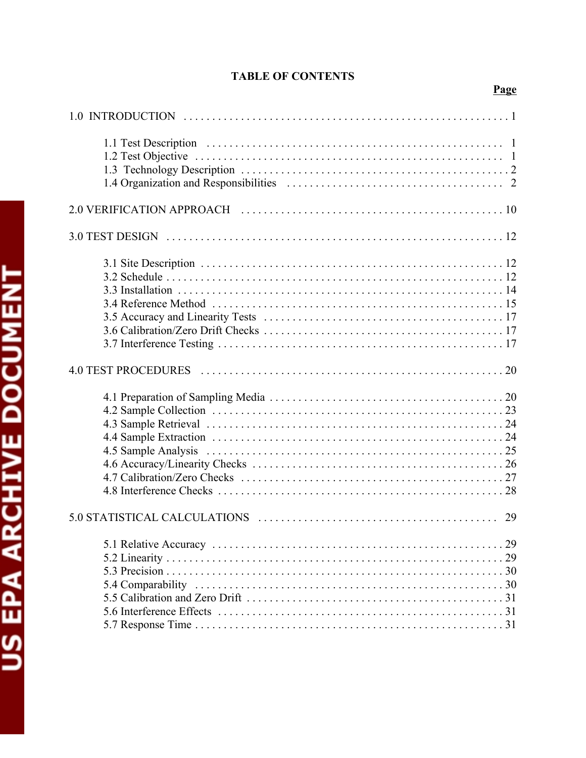**TABLE OF CONTENTS**

| | Page |
|---|---|
| 1.0 INTRODUCTION | 1 |
| 1.1 Test Description | 1 |
| 1.2 Test Objective | 1 |
| 1.3 Technology Description | 2 |
| 1.4 Organization and Responsibilities | 2 |
| 2.0 VERIFICATION APPROACH | 10 |
| 3.0 TEST DESIGN | 12 |
| 3.1 Site Description | 12 |
| 3.2 Schedule | 12 |
| 3.3 Installation | 14 |
| 3.4 Reference Method | 15 |
| 3.5 Accuracy and Linearity Tests | 17 |
| 3.6 Calibration/Zero Drift Checks | 17 |
| 3.7 Interference Testing | 17 |
| 4.0 TEST PROCEDURES | 20 |
| 4.1 Preparation of Sampling Media | 20 |
| 4.2 Sample Collection | 23 |
| 4.3 Sample Retrieval | 24 |
| 4.4 Sample Extraction | 24 |
| 4.5 Sample Analysis | 25 |
| 4.6 Accuracy/Linearity Checks | 26 |
| 4.7 Calibration/Zero Checks | 27 |
| 4.8 Interference Checks | 28 |
| 5.0 STATISTICAL CALCULATIONS | 29 |
| 5.1 Relative Accuracy | 29 |
| 5.2 Linearity | 29 |
| 5.3 Precision | 30 |
| 5.4 Comparability | 30 |
| 5.5 Calibration and Zero Drift | 31 |
| 5.6 Interference Effects | 31 |
| 5.7 Response Time | 31 |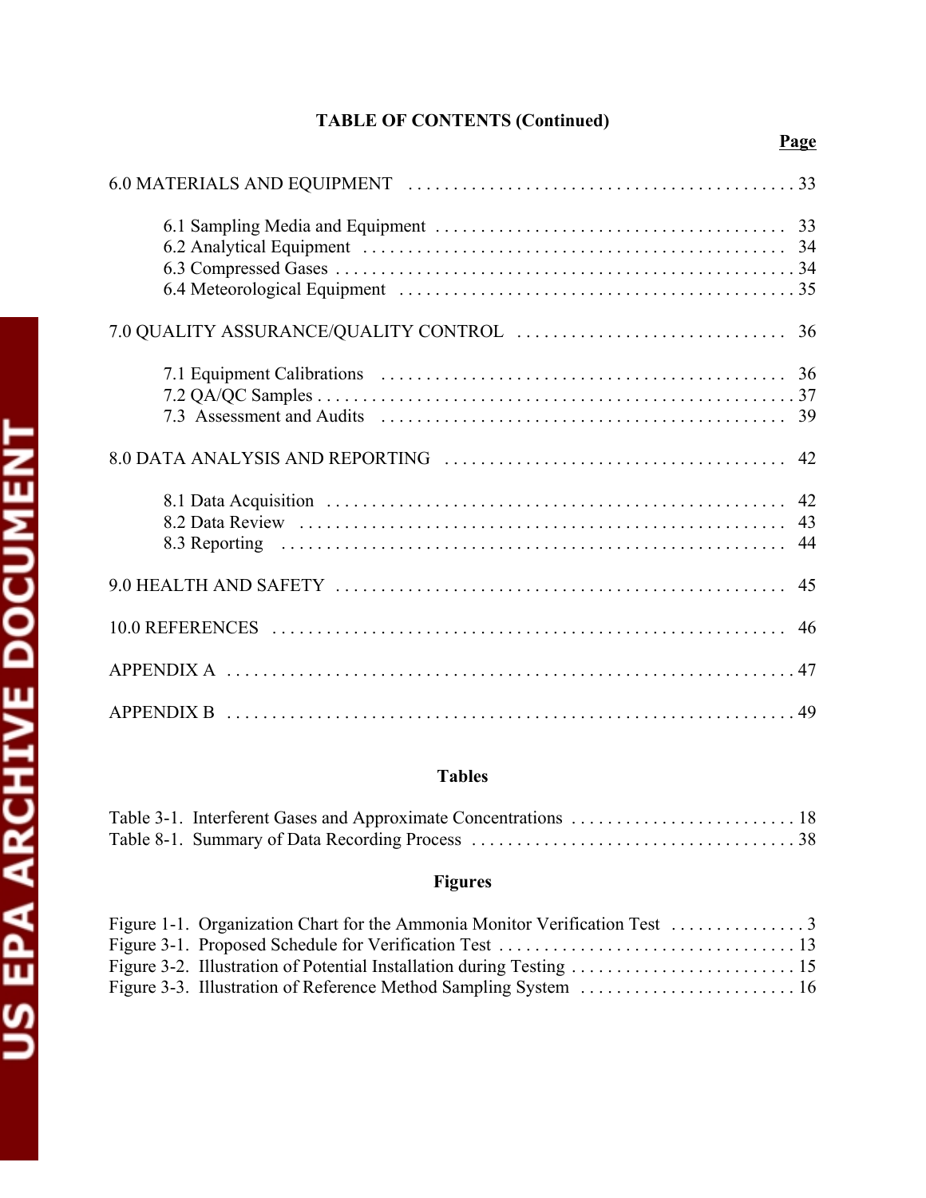**TABLE OF CONTENTS (Continued)**

**Page**

6.0 MATERIALS AND EQUIPMENT . . . . . . . . . . . . . . . . . . . . . . . . . . . . . . . . . . . . . . . . . 33

6.1 Sampling Media and Equipment . . . . . . . . . . . . . . . . . . . . . . . . . . . . . . . . . . . . . . 33
6.2 Analytical Equipment . . . . . . . . . . . . . . . . . . . . . . . . . . . . . . . . . . . . . . . . . . . . . . 34
6.3 Compressed Gases . . . . . . . . . . . . . . . . . . . . . . . . . . . . . . . . . . . . . . . . . . . . . . . . 34
6.4 Meteorological Equipment . . . . . . . . . . . . . . . . . . . . . . . . . . . . . . . . . . . . . . . . . . 35

7.0 QUALITY ASSURANCE/QUALITY CONTROL . . . . . . . . . . . . . . . . . . . . . . . . . . . . . 36

7.1 Equipment Calibrations . . . . . . . . . . . . . . . . . . . . . . . . . . . . . . . . . . . . . . . . . . . . 36
7.2 QA/QC Samples . . . . . . . . . . . . . . . . . . . . . . . . . . . . . . . . . . . . . . . . . . . . . . . . . . 37
7.3 Assessment and Audits . . . . . . . . . . . . . . . . . . . . . . . . . . . . . . . . . . . . . . . . . . . . 39

8.0 DATA ANALYSIS AND REPORTING . . . . . . . . . . . . . . . . . . . . . . . . . . . . . . . . . . . . 42

8.1 Data Acquisition . . . . . . . . . . . . . . . . . . . . . . . . . . . . . . . . . . . . . . . . . . . . . . . . . . 42
8.2 Data Review . . . . . . . . . . . . . . . . . . . . . . . . . . . . . . . . . . . . . . . . . . . . . . . . . . . . . 43
8.3 Reporting . . . . . . . . . . . . . . . . . . . . . . . . . . . . . . . . . . . . . . . . . . . . . . . . . . . . . . . 44

9.0 HEALTH AND SAFETY . . . . . . . . . . . . . . . . . . . . . . . . . . . . . . . . . . . . . . . . . . . . . . . 45

10.0 REFERENCES . . . . . . . . . . . . . . . . . . . . . . . . . . . . . . . . . . . . . . . . . . . . . . . . . . . . . 46

APPENDIX A . . . . . . . . . . . . . . . . . . . . . . . . . . . . . . . . . . . . . . . . . . . . . . . . . . . . . . . . . 47

APPENDIX B . . . . . . . . . . . . . . . . . . . . . . . . . . . . . . . . . . . . . . . . . . . . . . . . . . . . . . . . . 49

**Tables**

Table 3-1. Interferent Gases and Approximate Concentrations . . . . . . . . . . . . . . . . . . . . . . . . . 18
Table 8-1. Summary of Data Recording Process . . . . . . . . . . . . . . . . . . . . . . . . . . . . . . . . . . . 38

**Figures**

Figure 1-1. Organization Chart for the Ammonia Monitor Verification Test . . . . . . . . . . . . . . . 3
Figure 3-1. Proposed Schedule for Verification Test . . . . . . . . . . . . . . . . . . . . . . . . . . . . . . . . . 13
Figure 3-2. Illustration of Potential Installation during Testing . . . . . . . . . . . . . . . . . . . . . . . . . 15
Figure 3-3. Illustration of Reference Method Sampling System . . . . . . . . . . . . . . . . . . . . . . . . 16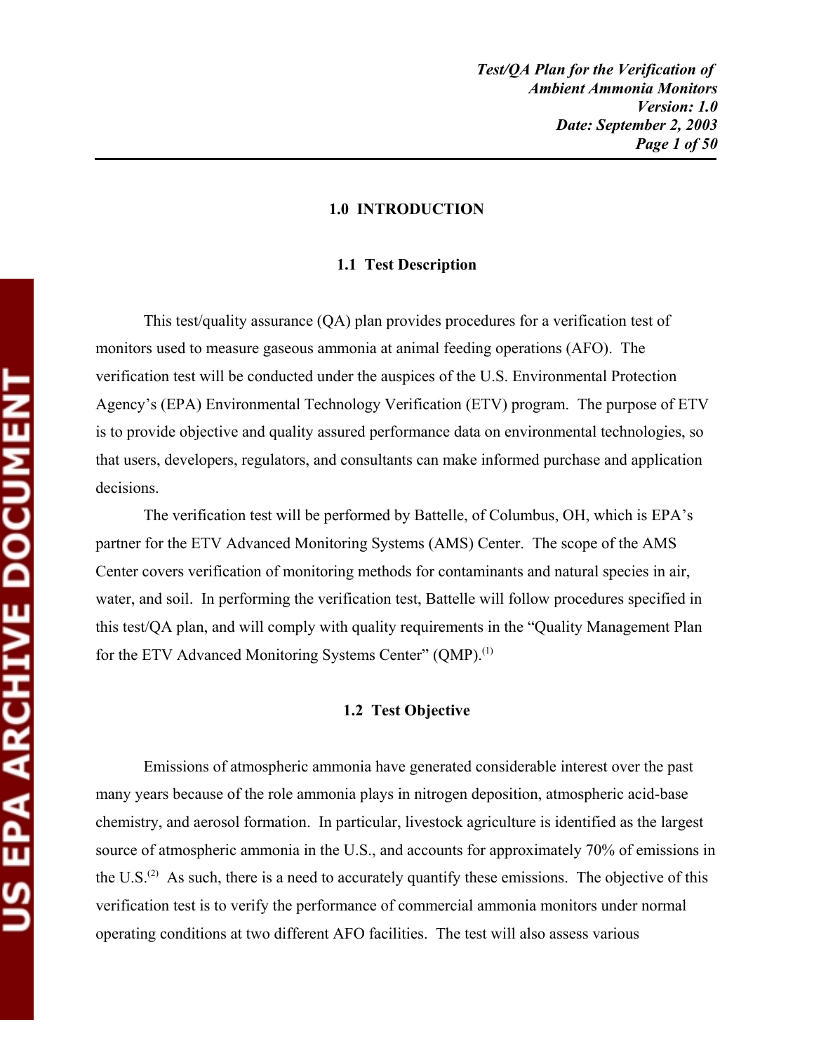## 1.0 INTRODUCTION

### 1.1 Test Description

This test/quality assurance (QA) plan provides procedures for a verification test of monitors used to measure gaseous ammonia at animal feeding operations (AFO). The verification test will be conducted under the auspices of the U.S. Environmental Protection Agency's (EPA) Environmental Technology Verification (ETV) program. The purpose of ETV is to provide objective and quality assured performance data on environmental technologies, so that users, developers, regulators, and consultants can make informed purchase and application decisions.

The verification test will be performed by Battelle, of Columbus, OH, which is EPA's partner for the ETV Advanced Monitoring Systems (AMS) Center. The scope of the AMS Center covers verification of monitoring methods for contaminants and natural species in air, water, and soil. In performing the verification test, Battelle will follow procedures specified in this test/QA plan, and will comply with quality requirements in the "Quality Management Plan for the ETV Advanced Monitoring Systems Center" (QMP).[1]

### 1.2 Test Objective

Emissions of atmospheric ammonia have generated considerable interest over the past many years because of the role ammonia plays in nitrogen deposition, atmospheric acid-base chemistry, and aerosol formation. In particular, livestock agriculture is identified as the largest source of atmospheric ammonia in the U.S., and accounts for approximately 70% of emissions in the U.S.[2] As such, there is a need to accurately quantify these emissions. The objective of this verification test is to verify the performance of commercial ammonia monitors under normal operating conditions at two different AFO facilities. The test will also assess various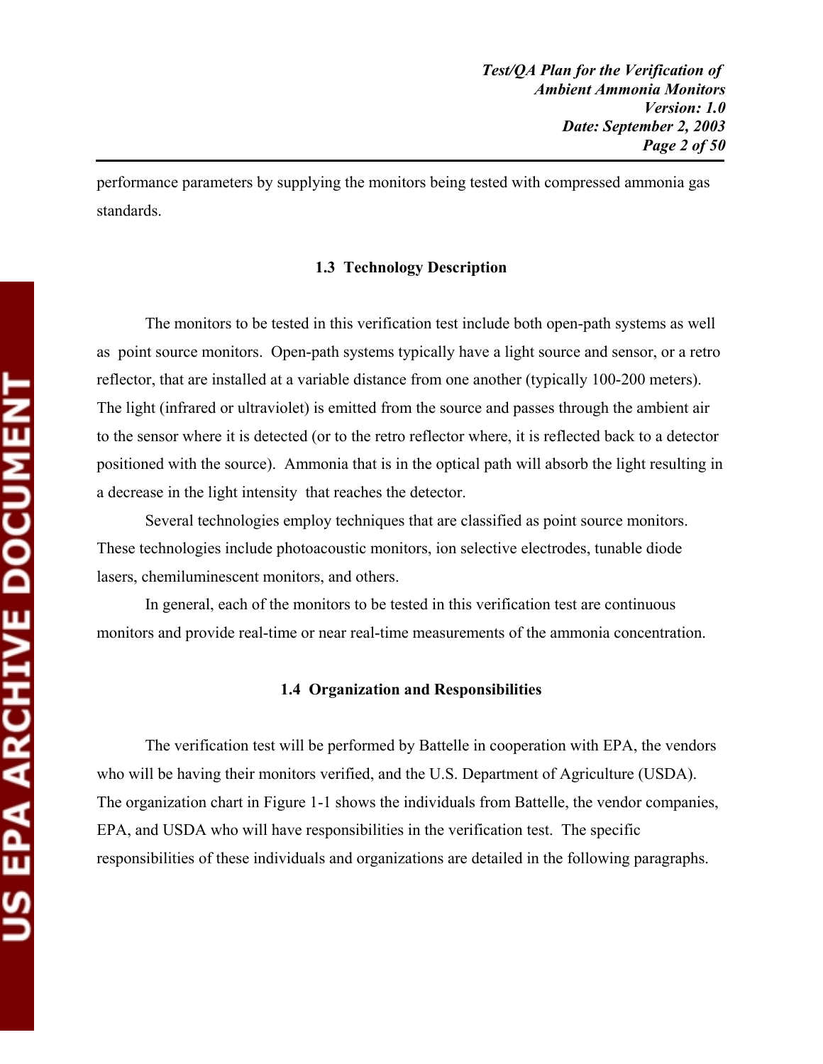performance parameters by supplying the monitors being tested with compressed ammonia gas standards.

### 1.3 Technology Description

The monitors to be tested in this verification test include both open-path systems as well as point source monitors. Open-path systems typically have a light source and sensor, or a retro reflector, that are installed at a variable distance from one another (typically 100-200 meters). The light (infrared or ultraviolet) is emitted from the source and passes through the ambient air to the sensor where it is detected (or to the retro reflector where, it is reflected back to a detector positioned with the source). Ammonia that is in the optical path will absorb the light resulting in a decrease in the light intensity that reaches the detector.

Several technologies employ techniques that are classified as point source monitors. These technologies include photoacoustic monitors, ion selective electrodes, tunable diode lasers, chemiluminescent monitors, and others.

In general, each of the monitors to be tested in this verification test are continuous monitors and provide real-time or near real-time measurements of the ammonia concentration.

### 1.4 Organization and Responsibilities

The verification test will be performed by Battelle in cooperation with EPA, the vendors who will be having their monitors verified, and the U.S. Department of Agriculture (USDA). The organization chart in Figure 1-1 shows the individuals from Battelle, the vendor companies, EPA, and USDA who will have responsibilities in the verification test. The specific responsibilities of these individuals and organizations are detailed in the following paragraphs.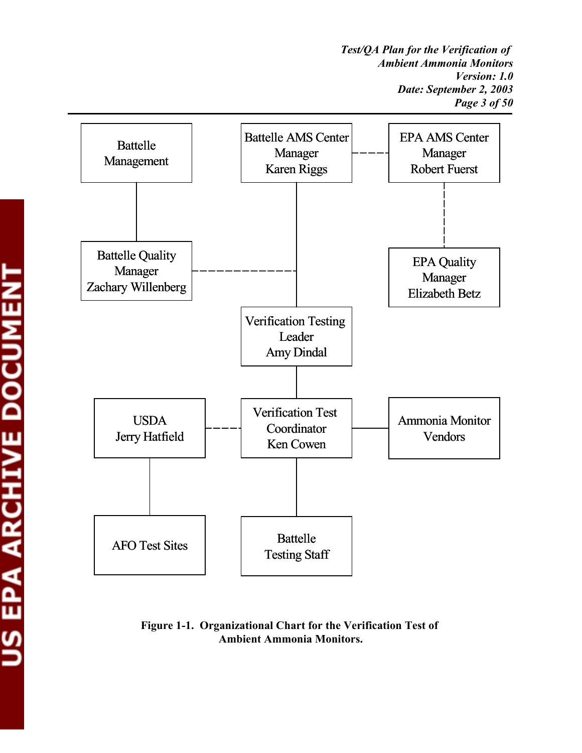Battelle Management

Battelle AMS Center Manager Karen Riggs

EPA AMS Center Manager Robert Fuerst

Battelle Quality Manager Zachary Willenberg

EPA Quality Manager Elizabeth Betz

Verification Testing Leader Amy Dindal

USDA Jerry Hatfield

Verification Test Coordinator Ken Cowen

Ammonia Monitor Vendors

AFO Test Sites

Battelle Testing Staff

**Figure 1-1. Organizational Chart for the Verification Test of Ambient Ammonia Monitors.**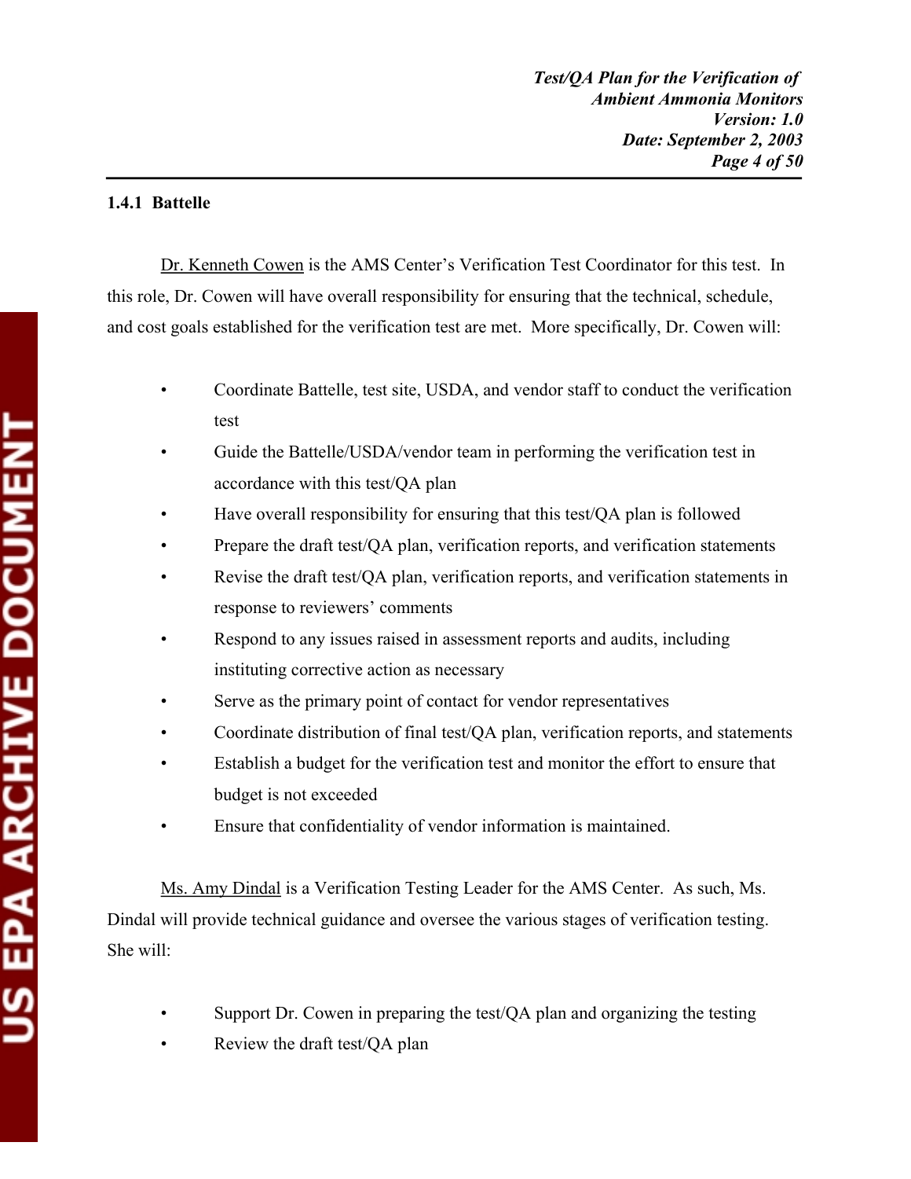### 1.4.1 Battelle

Dr. Kenneth Cowen is the AMS Center's Verification Test Coordinator for this test. In this role, Dr. Cowen will have overall responsibility for ensuring that the technical, schedule, and cost goals established for the verification test are met. More specifically, Dr. Cowen will:

- Coordinate Battelle, test site, USDA, and vendor staff to conduct the verification test
- Guide the Battelle/USDA/vendor team in performing the verification test in accordance with this test/QA plan
- Have overall responsibility for ensuring that this test/QA plan is followed
- Prepare the draft test/QA plan, verification reports, and verification statements
- Revise the draft test/QA plan, verification reports, and verification statements in response to reviewers' comments
- Respond to any issues raised in assessment reports and audits, including instituting corrective action as necessary
- Serve as the primary point of contact for vendor representatives
- Coordinate distribution of final test/QA plan, verification reports, and statements
- Establish a budget for the verification test and monitor the effort to ensure that budget is not exceeded
- Ensure that confidentiality of vendor information is maintained.

Ms. Amy Dindal is a Verification Testing Leader for the AMS Center. As such, Ms. Dindal will provide technical guidance and oversee the various stages of verification testing. She will:

- Support Dr. Cowen in preparing the test/QA plan and organizing the testing
- Review the draft test/QA plan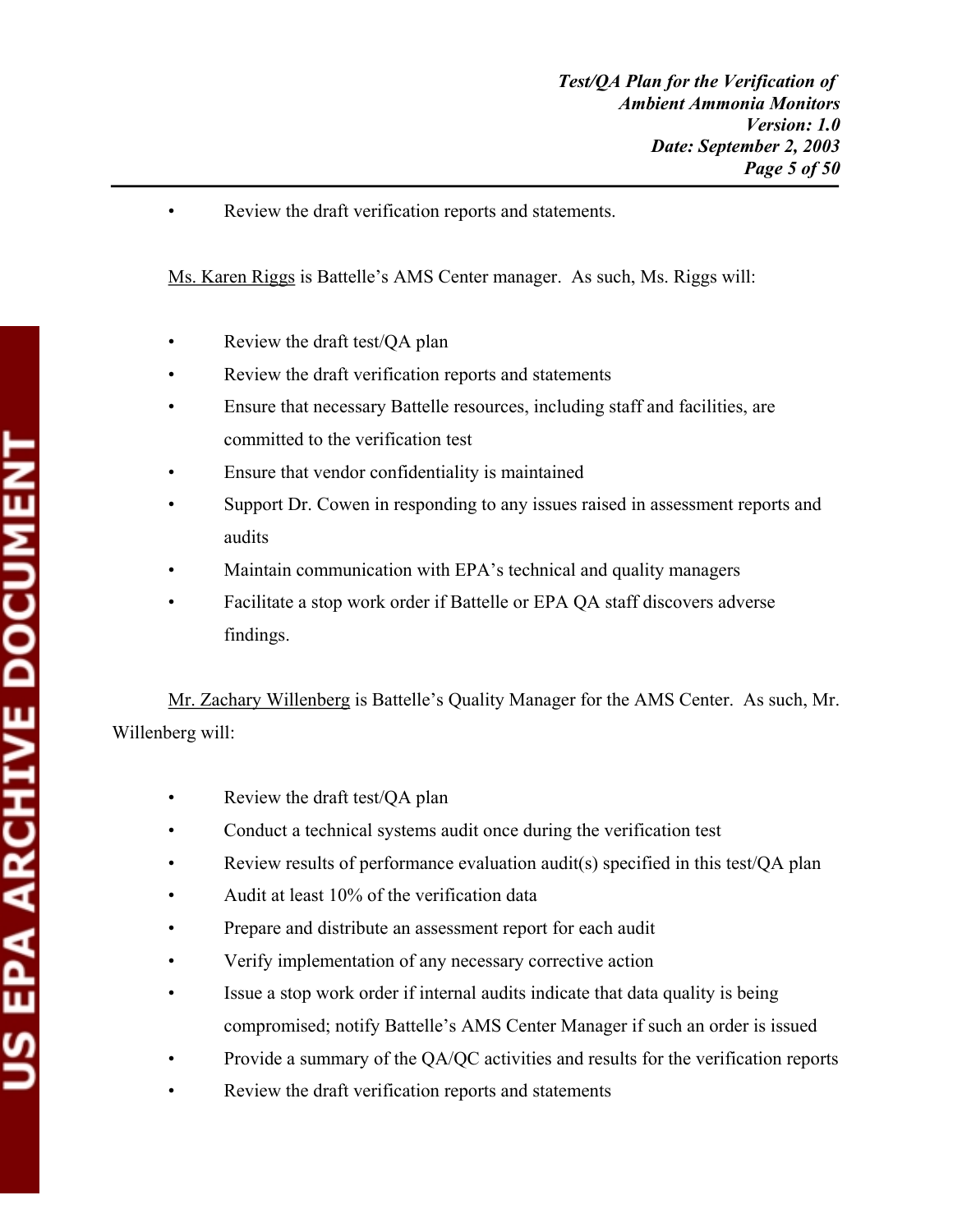- Review the draft verification reports and statements.

Ms. Karen Riggs is Battelle's AMS Center manager. As such, Ms. Riggs will:

- Review the draft test/QA plan
- Review the draft verification reports and statements
- Ensure that necessary Battelle resources, including staff and facilities, are committed to the verification test
- Ensure that vendor confidentiality is maintained
- Support Dr. Cowen in responding to any issues raised in assessment reports and audits
- Maintain communication with EPA's technical and quality managers
- Facilitate a stop work order if Battelle or EPA QA staff discovers adverse findings.

Mr. Zachary Willenberg is Battelle's Quality Manager for the AMS Center. As such, Mr. Willenberg will:

- Review the draft test/QA plan
- Conduct a technical systems audit once during the verification test
- Review results of performance evaluation audit(s) specified in this test/QA plan
- Audit at least 10% of the verification data
- Prepare and distribute an assessment report for each audit
- Verify implementation of any necessary corrective action
- Issue a stop work order if internal audits indicate that data quality is being compromised; notify Battelle's AMS Center Manager if such an order is issued
- Provide a summary of the QA/QC activities and results for the verification reports
- Review the draft verification reports and statements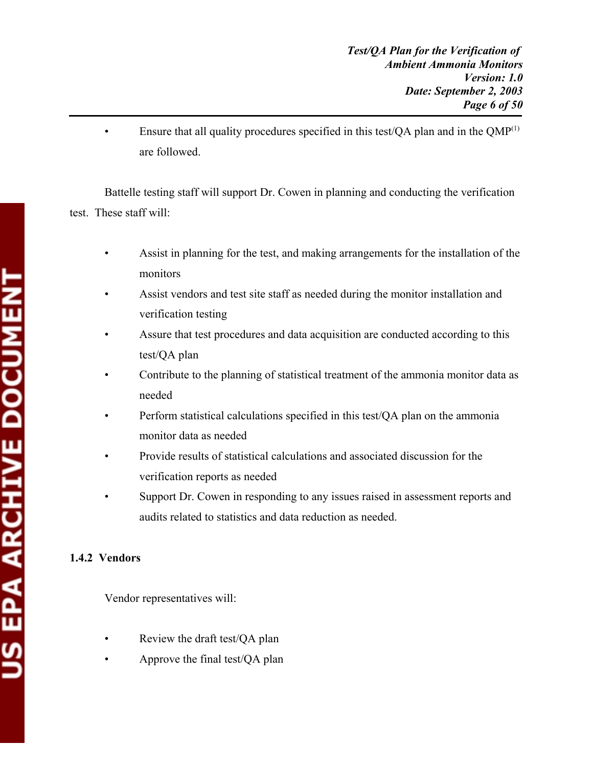- Ensure that all quality procedures specified in this test/QA plan and in the QMP[1] are followed.

Battelle testing staff will support Dr. Cowen in planning and conducting the verification test. These staff will:

- Assist in planning for the test, and making arrangements for the installation of the monitors
- Assist vendors and test site staff as needed during the monitor installation and verification testing
- Assure that test procedures and data acquisition are conducted according to this test/QA plan
- Contribute to the planning of statistical treatment of the ammonia monitor data as needed
- Perform statistical calculations specified in this test/QA plan on the ammonia monitor data as needed
- Provide results of statistical calculations and associated discussion for the verification reports as needed
- Support Dr. Cowen in responding to any issues raised in assessment reports and audits related to statistics and data reduction as needed.

### 1.4.2 Vendors

Vendor representatives will:

- Review the draft test/QA plan
- Approve the final test/QA plan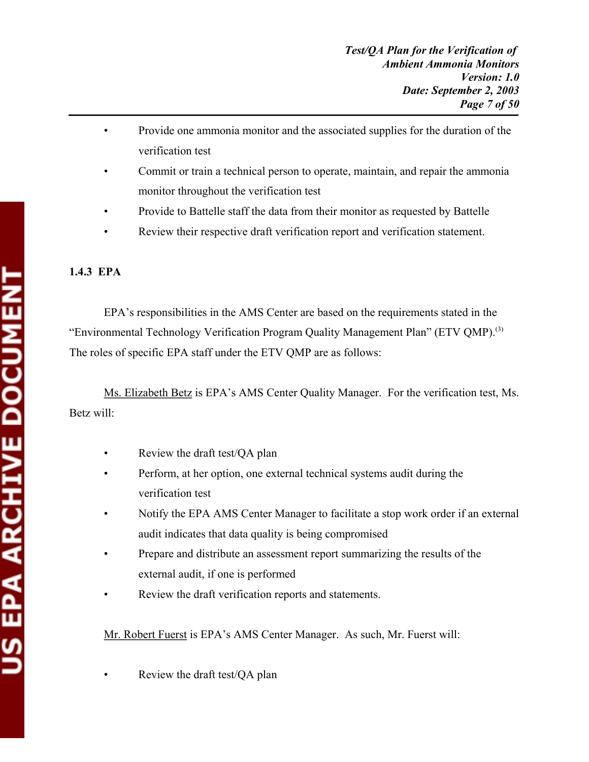- Provide one ammonia monitor and the associated supplies for the duration of the verification test
- Commit or train a technical person to operate, maintain, and repair the ammonia monitor throughout the verification test
- Provide to Battelle staff the data from their monitor as requested by Battelle
- Review their respective draft verification report and verification statement.

### 1.4.3 EPA

EPA's responsibilities in the AMS Center are based on the requirements stated in the "Environmental Technology Verification Program Quality Management Plan" (ETV QMP).[3] The roles of specific EPA staff under the ETV QMP are as follows:

Ms. Elizabeth Betz is EPA's AMS Center Quality Manager. For the verification test, Ms. Betz will:

- Review the draft test/QA plan
- Perform, at her option, one external technical systems audit during the verification test
- Notify the EPA AMS Center Manager to facilitate a stop work order if an external audit indicates that data quality is being compromised
- Prepare and distribute an assessment report summarizing the results of the external audit, if one is performed
- Review the draft verification reports and statements.

Mr. Robert Fuerst is EPA's AMS Center Manager. As such, Mr. Fuerst will:

- Review the draft test/QA plan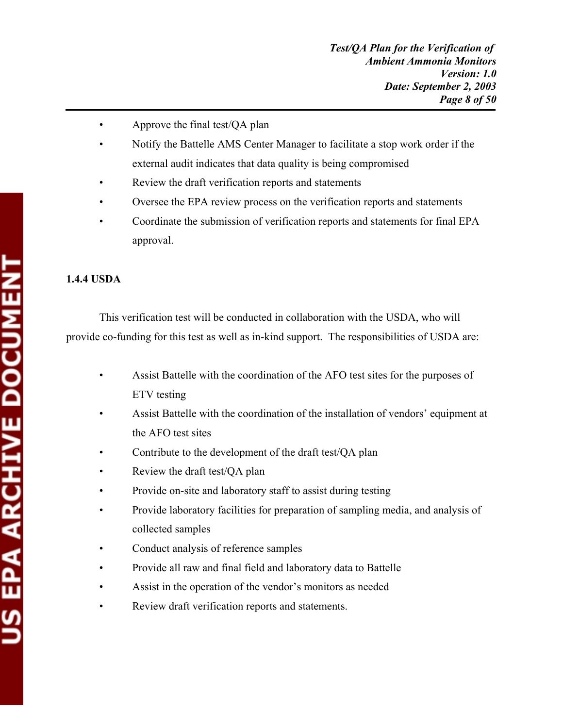- Approve the final test/QA plan
- Notify the Battelle AMS Center Manager to facilitate a stop work order if the external audit indicates that data quality is being compromised
- Review the draft verification reports and statements
- Oversee the EPA review process on the verification reports and statements
- Coordinate the submission of verification reports and statements for final EPA approval.

### 1.4.4 USDA

This verification test will be conducted in collaboration with the USDA, who will provide co-funding for this test as well as in-kind support. The responsibilities of USDA are:

- Assist Battelle with the coordination of the AFO test sites for the purposes of ETV testing
- Assist Battelle with the coordination of the installation of vendors' equipment at the AFO test sites
- Contribute to the development of the draft test/QA plan
- Review the draft test/QA plan
- Provide on-site and laboratory staff to assist during testing
- Provide laboratory facilities for preparation of sampling media, and analysis of collected samples
- Conduct analysis of reference samples
- Provide all raw and final field and laboratory data to Battelle
- Assist in the operation of the vendor's monitors as needed
- Review draft verification reports and statements.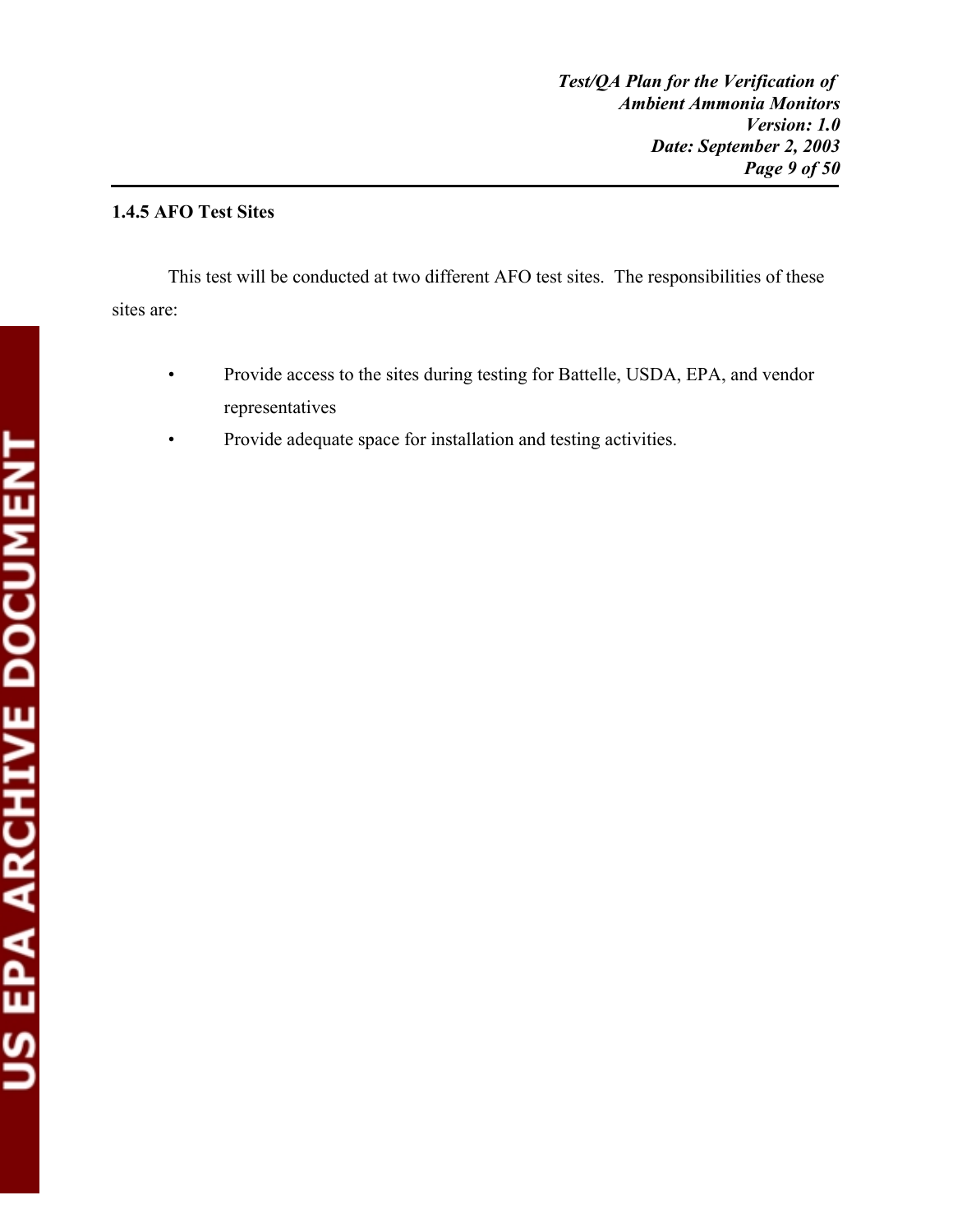### 1.4.5 AFO Test Sites

This test will be conducted at two different AFO test sites. The responsibilities of these sites are:

- Provide access to the sites during testing for Battelle, USDA, EPA, and vendor representatives
- Provide adequate space for installation and testing activities.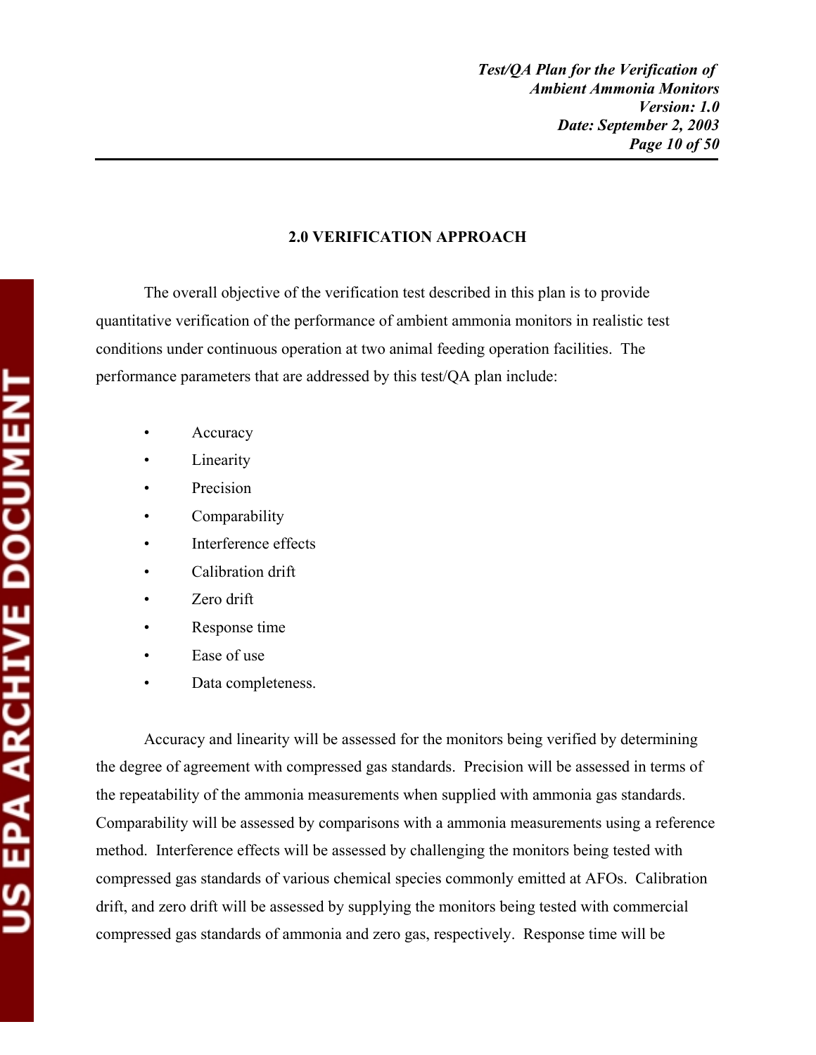## 2.0 VERIFICATION APPROACH

The overall objective of the verification test described in this plan is to provide quantitative verification of the performance of ambient ammonia monitors in realistic test conditions under continuous operation at two animal feeding operation facilities. The performance parameters that are addressed by this test/QA plan include:

- Accuracy
- Linearity
- Precision
- Comparability
- Interference effects
- Calibration drift
- Zero drift
- Response time
- Ease of use
- Data completeness.

Accuracy and linearity will be assessed for the monitors being verified by determining the degree of agreement with compressed gas standards. Precision will be assessed in terms of the repeatability of the ammonia measurements when supplied with ammonia gas standards. Comparability will be assessed by comparisons with a ammonia measurements using a reference method. Interference effects will be assessed by challenging the monitors being tested with compressed gas standards of various chemical species commonly emitted at AFOs. Calibration drift, and zero drift will be assessed by supplying the monitors being tested with commercial compressed gas standards of ammonia and zero gas, respectively. Response time will be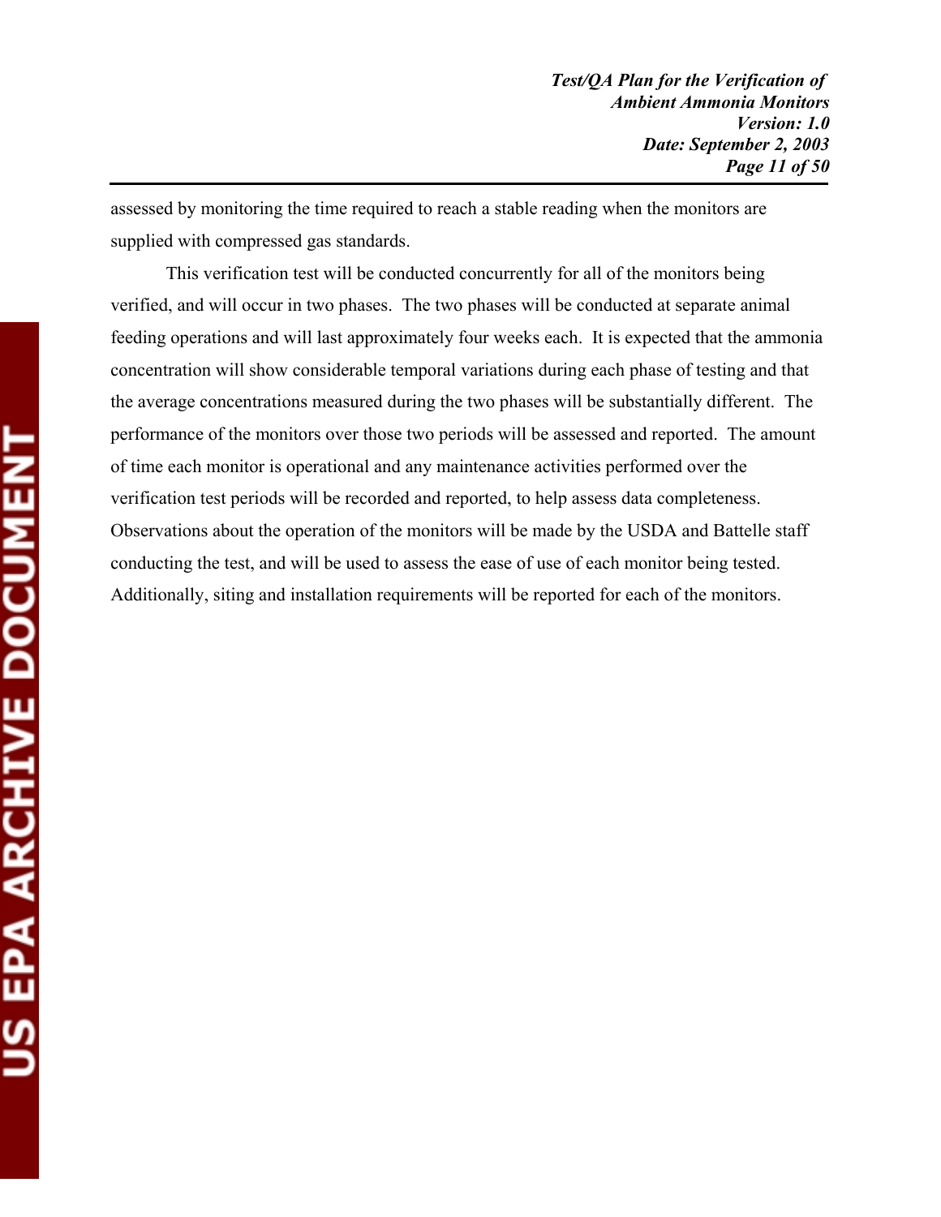assessed by monitoring the time required to reach a stable reading when the monitors are supplied with compressed gas standards.

This verification test will be conducted concurrently for all of the monitors being verified, and will occur in two phases. The two phases will be conducted at separate animal feeding operations and will last approximately four weeks each. It is expected that the ammonia concentration will show considerable temporal variations during each phase of testing and that the average concentrations measured during the two phases will be substantially different. The performance of the monitors over those two periods will be assessed and reported. The amount of time each monitor is operational and any maintenance activities performed over the verification test periods will be recorded and reported, to help assess data completeness. Observations about the operation of the monitors will be made by the USDA and Battelle staff conducting the test, and will be used to assess the ease of use of each monitor being tested. Additionally, siting and installation requirements will be reported for each of the monitors.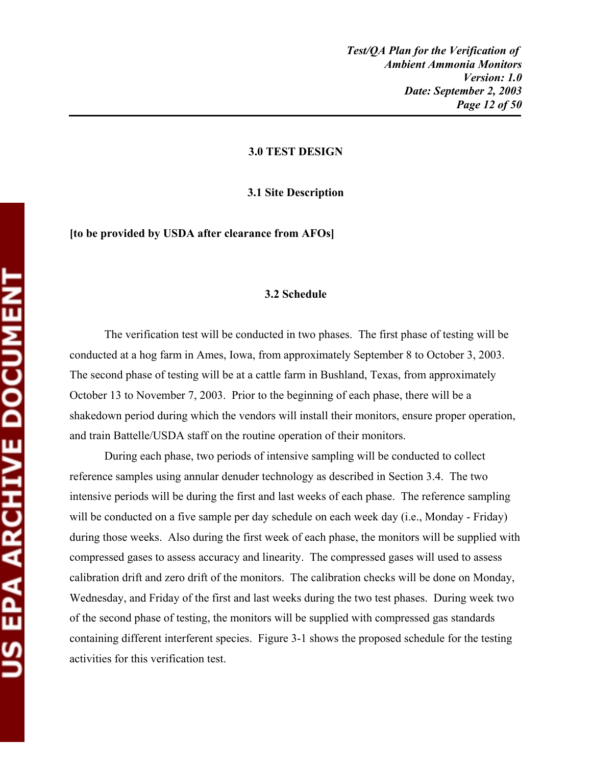# 3.0 TEST DESIGN

## 3.1 Site Description

**[to be provided by USDA after clearance from AFOs]**

## 3.2 Schedule

The verification test will be conducted in two phases. The first phase of testing will be conducted at a hog farm in Ames, Iowa, from approximately September 8 to October 3, 2003. The second phase of testing will be at a cattle farm in Bushland, Texas, from approximately October 13 to November 7, 2003. Prior to the beginning of each phase, there will be a shakedown period during which the vendors will install their monitors, ensure proper operation, and train Battelle/USDA staff on the routine operation of their monitors.

During each phase, two periods of intensive sampling will be conducted to collect reference samples using annular denuder technology as described in Section 3.4. The two intensive periods will be during the first and last weeks of each phase. The reference sampling will be conducted on a five sample per day schedule on each week day (i.e., Monday - Friday) during those weeks. Also during the first week of each phase, the monitors will be supplied with compressed gases to assess accuracy and linearity. The compressed gases will used to assess calibration drift and zero drift of the monitors. The calibration checks will be done on Monday, Wednesday, and Friday of the first and last weeks during the two test phases. During week two of the second phase of testing, the monitors will be supplied with compressed gas standards containing different interferent species. Figure 3-1 shows the proposed schedule for the testing activities for this verification test.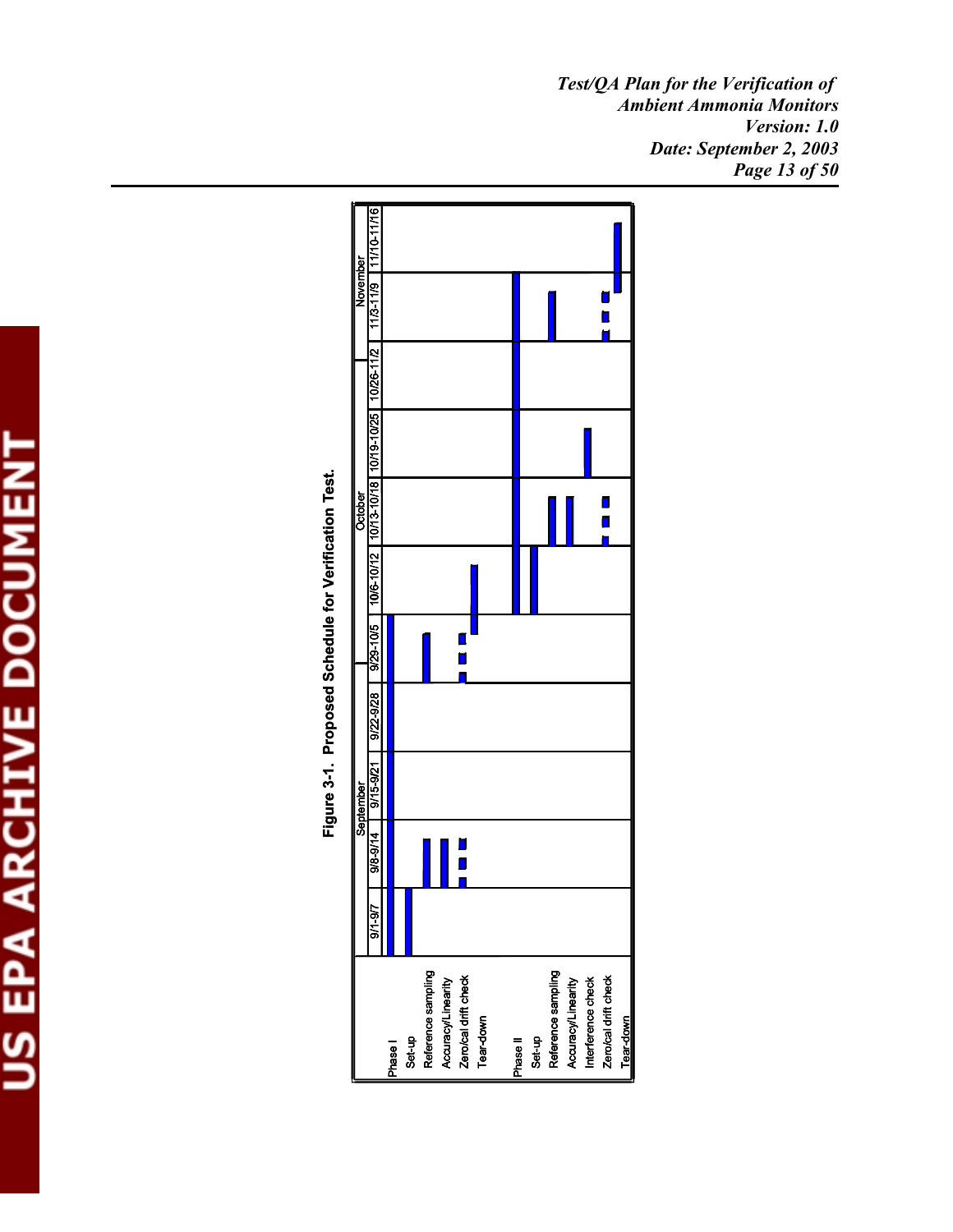**Figure 3-1. Proposed Schedule for Verification Test.**

| | September | | | | | October | | | | November | |
|---|---|---|---|---|---|---|---|---|---|---|---|
| | 9/1-9/7 | 9/8-9/14 | 9/15-9/21 | 9/22-9/28 | 9/29-10/5 | 10/6-10/12 | 10/13-10/18 | 10/19-10/25 | 10/26-11/2 | 11/3-11/9 | 11/10-11/16 |
| **Phase I** | X | X | X | X | X | | | | | | |
| Set-up | X | | | | | | | | | | |
| Reference sampling | | X | | | X | | | | | | |
| Accuracy/Linearity | | X | | | | | | | | | |
| Zero/cal drift check | | X | | | X | | | | | | |
| Tear-down | | | | | X | X | | | | | |
| **Phase II** | | | | | | X | X | X | X | X | |
| Set-up | | | | | | X | | | | | |
| Reference sampling | | | | | | | X | | | X | |
| Accuracy/Linearity | | | | | | | X | | | | |
| Interference check | | | | | | | | X | | | |
| Zero/cal drift check | | | | | | | X | | | X | |
| Tear-down | | | | | | | | | | | X |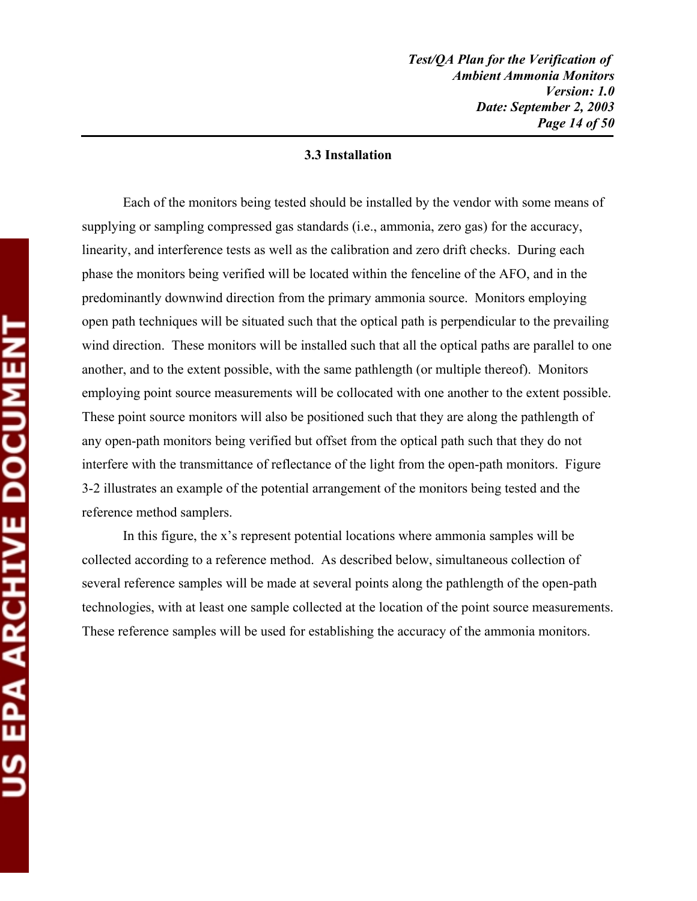### 3.3 Installation

Each of the monitors being tested should be installed by the vendor with some means of supplying or sampling compressed gas standards (i.e., ammonia, zero gas) for the accuracy, linearity, and interference tests as well as the calibration and zero drift checks. During each phase the monitors being verified will be located within the fenceline of the AFO, and in the predominantly downwind direction from the primary ammonia source. Monitors employing open path techniques will be situated such that the optical path is perpendicular to the prevailing wind direction. These monitors will be installed such that all the optical paths are parallel to one another, and to the extent possible, with the same pathlength (or multiple thereof). Monitors employing point source measurements will be collocated with one another to the extent possible. These point source monitors will also be positioned such that they are along the pathlength of any open-path monitors being verified but offset from the optical path such that they do not interfere with the transmittance of reflectance of the light from the open-path monitors. Figure 3-2 illustrates an example of the potential arrangement of the monitors being tested and the reference method samplers.

In this figure, the x's represent potential locations where ammonia samples will be collected according to a reference method. As described below, simultaneous collection of several reference samples will be made at several points along the pathlength of the open-path technologies, with at least one sample collected at the location of the point source measurements. These reference samples will be used for establishing the accuracy of the ammonia monitors.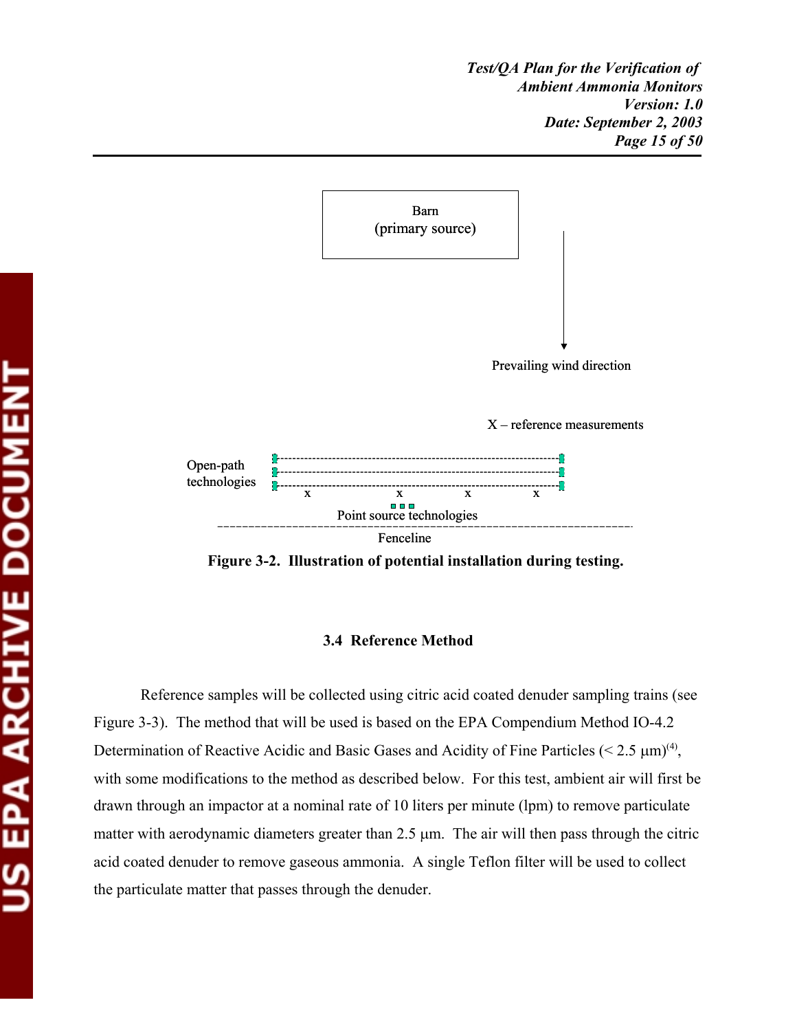Barn
(primary source)

Prevailing wind direction

X – reference measurements

Open-path technologies

Point source technologies

Fenceline

**Figure 3-2. Illustration of potential installation during testing.**

### 3.4 Reference Method

Reference samples will be collected using citric acid coated denuder sampling trains (see Figure 3-3). The method that will be used is based on the EPA Compendium Method IO-4.2 Determination of Reactive Acidic and Basic Gases and Acidity of Fine Particles (< 2.5 µm)(4), with some modifications to the method as described below. For this test, ambient air will first be drawn through an impactor at a nominal rate of 10 liters per minute (lpm) to remove particulate matter with aerodynamic diameters greater than 2.5 µm. The air will then pass through the citric acid coated denuder to remove gaseous ammonia. A single Teflon filter will be used to collect the particulate matter that passes through the denuder.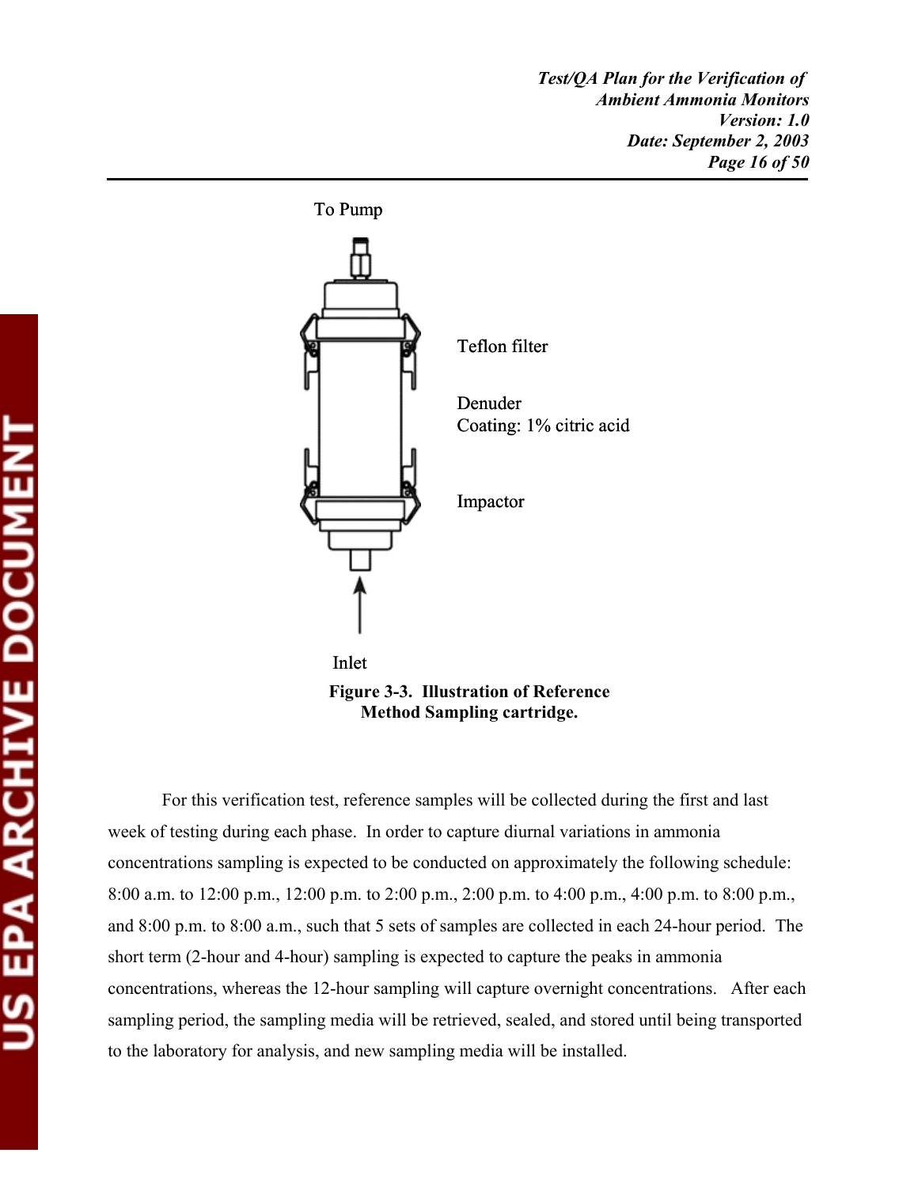To Pump

Teflon filter

Denuder
Coating: 1% citric acid

Impactor

Inlet

**Figure 3-3. Illustration of Reference Method Sampling cartridge.**

For this verification test, reference samples will be collected during the first and last week of testing during each phase. In order to capture diurnal variations in ammonia concentrations sampling is expected to be conducted on approximately the following schedule: 8:00 a.m. to 12:00 p.m., 12:00 p.m. to 2:00 p.m., 2:00 p.m. to 4:00 p.m., 4:00 p.m. to 8:00 p.m., and 8:00 p.m. to 8:00 a.m., such that 5 sets of samples are collected in each 24-hour period. The short term (2-hour and 4-hour) sampling is expected to capture the peaks in ammonia concentrations, whereas the 12-hour sampling will capture overnight concentrations. After each sampling period, the sampling media will be retrieved, sealed, and stored until being transported to the laboratory for analysis, and new sampling media will be installed.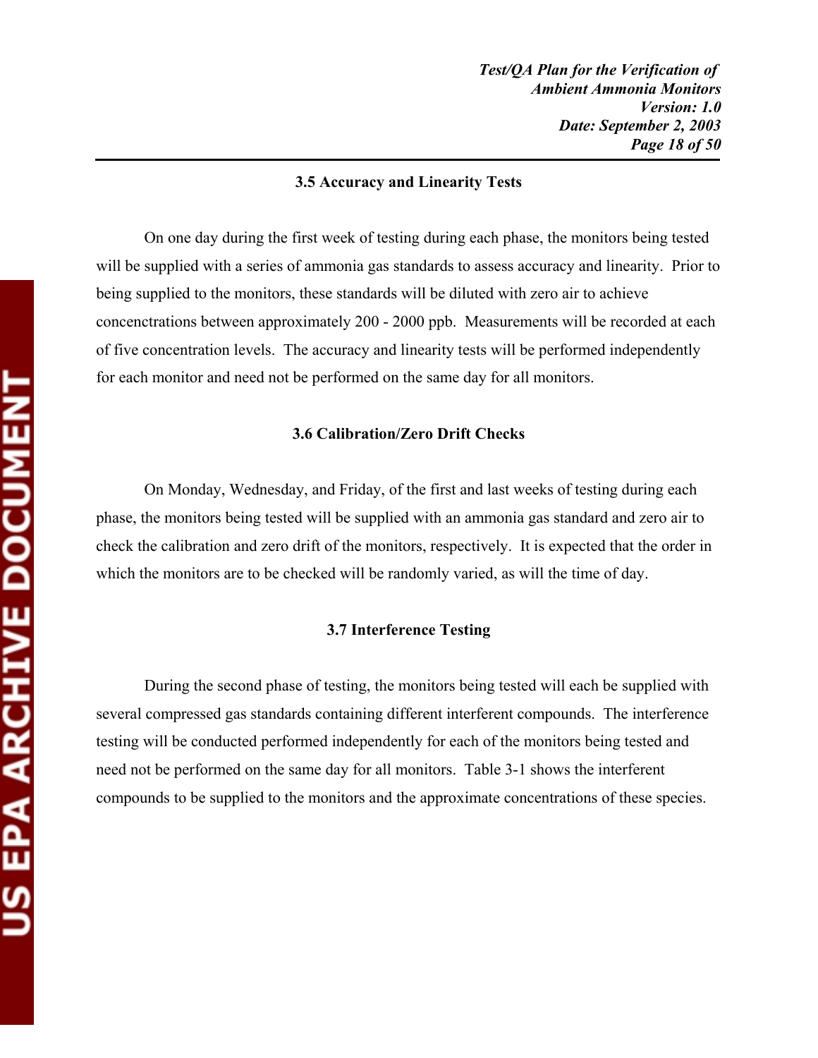### 3.5 Accuracy and Linearity Tests

On one day during the first week of testing during each phase, the monitors being tested will be supplied with a series of ammonia gas standards to assess accuracy and linearity. Prior to being supplied to the monitors, these standards will be diluted with zero air to achieve concencntrations between approximately 200 - 2000 ppb. Measurements will be recorded at each of five concentration levels. The accuracy and linearity tests will be performed independently for each monitor and need not be performed on the same day for all monitors.

### 3.6 Calibration/Zero Drift Checks

On Monday, Wednesday, and Friday, of the first and last weeks of testing during each phase, the monitors being tested will be supplied with an ammonia gas standard and zero air to check the calibration and zero drift of the monitors, respectively. It is expected that the order in which the monitors are to be checked will be randomly varied, as will the time of day.

### 3.7 Interference Testing

During the second phase of testing, the monitors being tested will each be supplied with several compressed gas standards containing different interferent compounds. The interference testing will be conducted performed independently for each of the monitors being tested and need not be performed on the same day for all monitors. Table 3-1 shows the interferent compounds to be supplied to the monitors and the approximate concentrations of these species.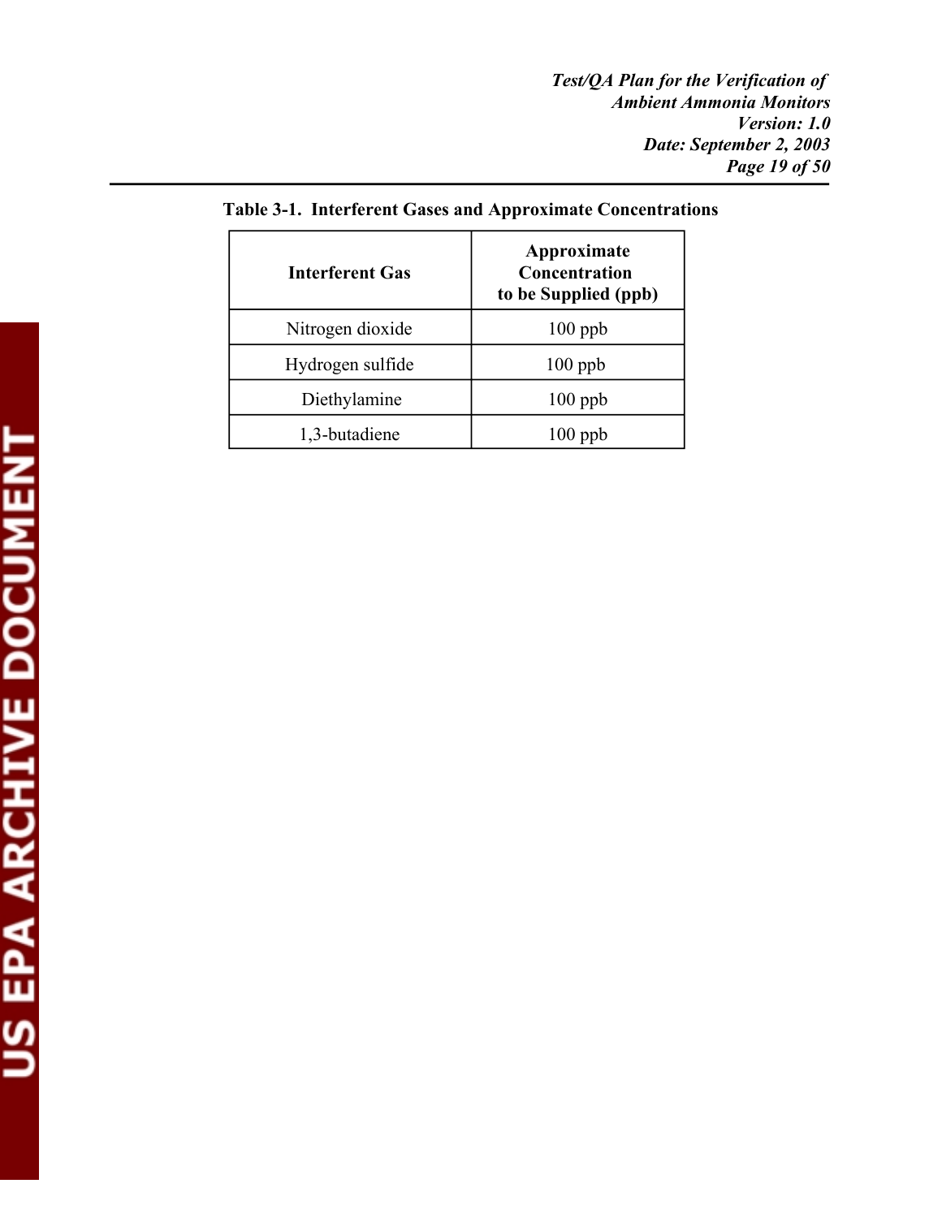**Table 3-1. Interferent Gases and Approximate Concentrations**

| Interferent Gas | Approximate Concentration to be Supplied (ppb) |
|---|---|
| Nitrogen dioxide | 100 ppb |
| Hydrogen sulfide | 100 ppb |
| Diethylamine | 100 ppb |
| 1,3-butadiene | 100 ppb |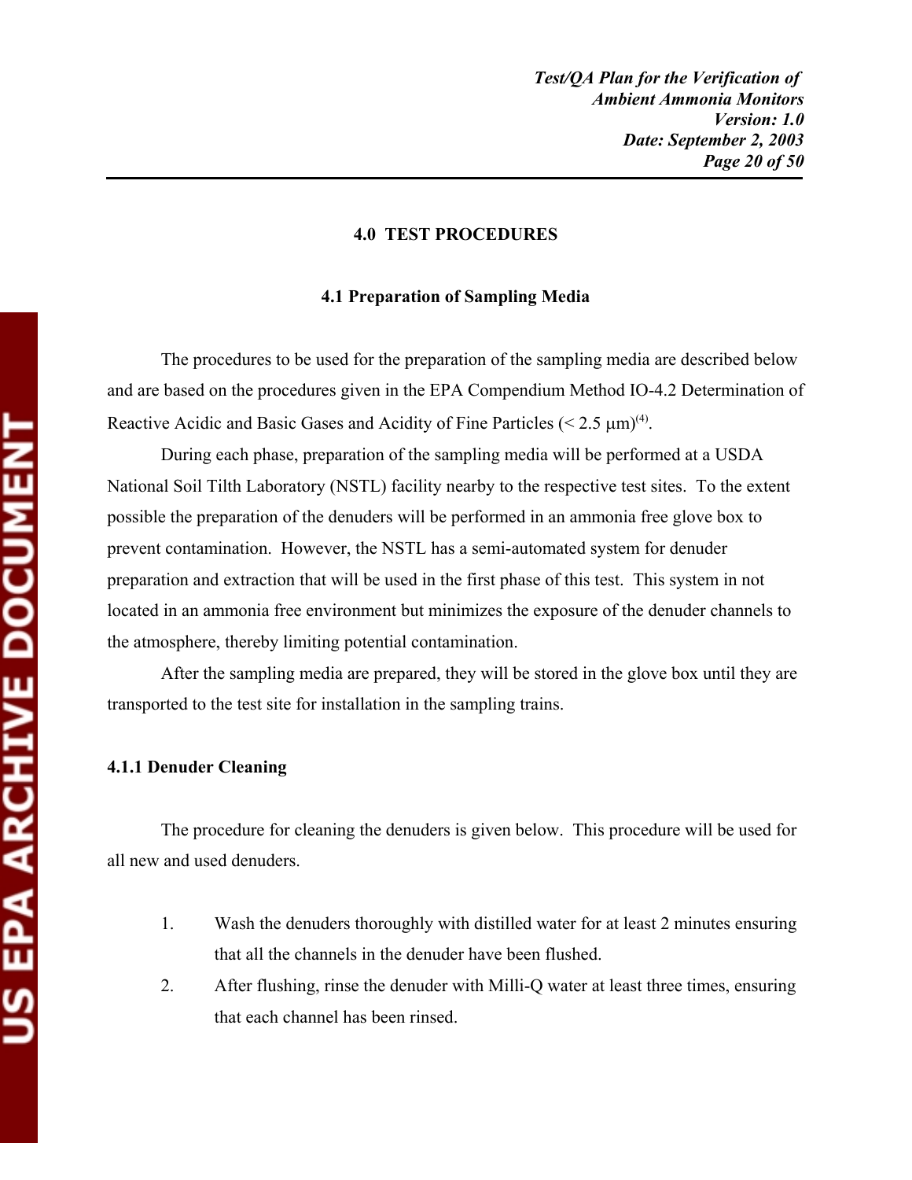## 4.0 TEST PROCEDURES

### 4.1 Preparation of Sampling Media

The procedures to be used for the preparation of the sampling media are described below and are based on the procedures given in the EPA Compendium Method IO-4.2 Determination of Reactive Acidic and Basic Gases and Acidity of Fine Particles (< 2.5 μm)[4].

During each phase, preparation of the sampling media will be performed at a USDA National Soil Tilth Laboratory (NSTL) facility nearby to the respective test sites. To the extent possible the preparation of the denuders will be performed in an ammonia free glove box to prevent contamination. However, the NSTL has a semi-automated system for denuder preparation and extraction that will be used in the first phase of this test. This system in not located in an ammonia free environment but minimizes the exposure of the denuder channels to the atmosphere, thereby limiting potential contamination.

After the sampling media are prepared, they will be stored in the glove box until they are transported to the test site for installation in the sampling trains.

#### 4.1.1 Denuder Cleaning

The procedure for cleaning the denuders is given below. This procedure will be used for all new and used denuders.

1. Wash the denuders thoroughly with distilled water for at least 2 minutes ensuring that all the channels in the denuder have been flushed.
2. After flushing, rinse the denuder with Milli-Q water at least three times, ensuring that each channel has been rinsed.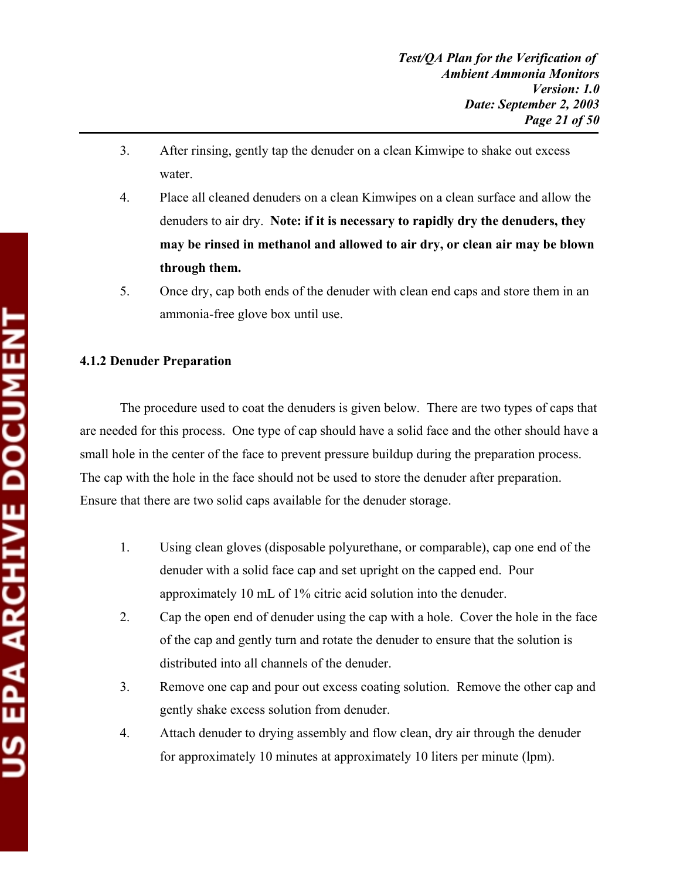3. After rinsing, gently tap the denuder on a clean Kimwipe to shake out excess water.
4. Place all cleaned denuders on a clean Kimwipes on a clean surface and allow the denuders to air dry. **Note: if it is necessary to rapidly dry the denuders, they may be rinsed in methanol and allowed to air dry, or clean air may be blown through them.**
5. Once dry, cap both ends of the denuder with clean end caps and store them in an ammonia-free glove box until use.

### 4.1.2 Denuder Preparation

The procedure used to coat the denuders is given below. There are two types of caps that are needed for this process. One type of cap should have a solid face and the other should have a small hole in the center of the face to prevent pressure buildup during the preparation process. The cap with the hole in the face should not be used to store the denuder after preparation. Ensure that there are two solid caps available for the denuder storage.

1. Using clean gloves (disposable polyurethane, or comparable), cap one end of the denuder with a solid face cap and set upright on the capped end. Pour approximately 10 mL of 1% citric acid solution into the denuder.
2. Cap the open end of denuder using the cap with a hole. Cover the hole in the face of the cap and gently turn and rotate the denuder to ensure that the solution is distributed into all channels of the denuder.
3. Remove one cap and pour out excess coating solution. Remove the other cap and gently shake excess solution from denuder.
4. Attach denuder to drying assembly and flow clean, dry air through the denuder for approximately 10 minutes at approximately 10 liters per minute (lpm).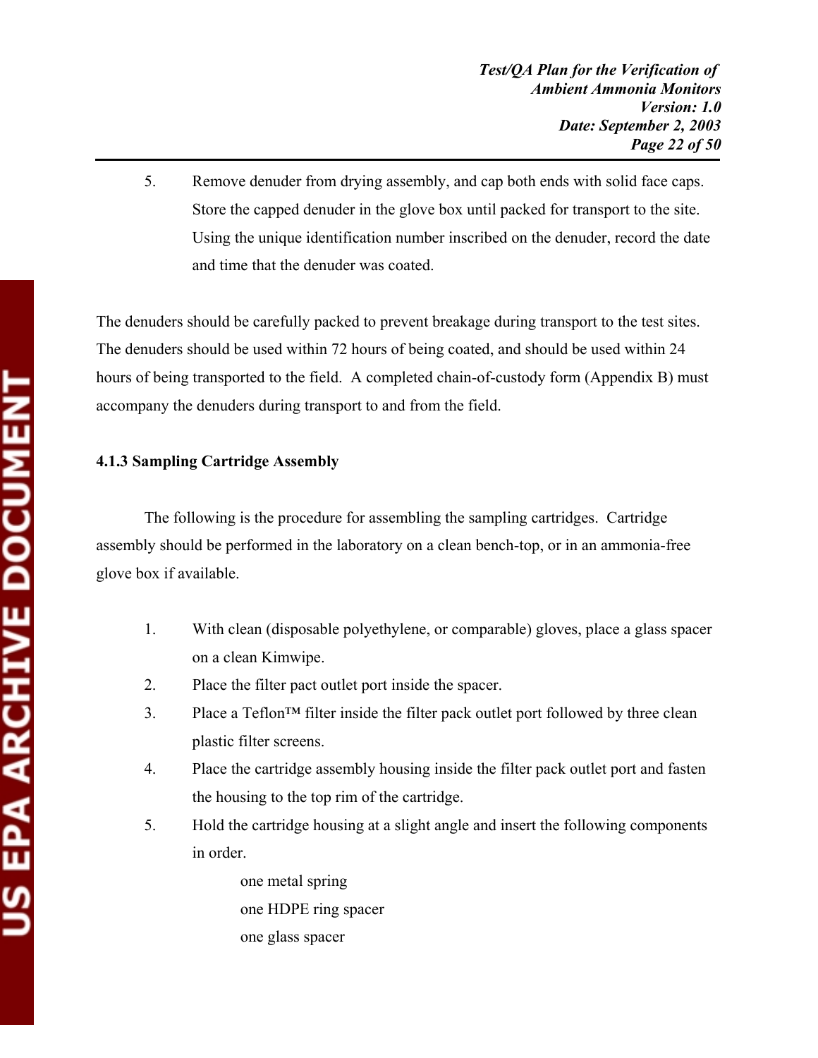5. Remove denuder from drying assembly, and cap both ends with solid face caps. Store the capped denuder in the glove box until packed for transport to the site. Using the unique identification number inscribed on the denuder, record the date and time that the denuder was coated.

The denuders should be carefully packed to prevent breakage during transport to the test sites. The denuders should be used within 72 hours of being coated, and should be used within 24 hours of being transported to the field. A completed chain-of-custody form (Appendix B) must accompany the denuders during transport to and from the field.

### 4.1.3 Sampling Cartridge Assembly

The following is the procedure for assembling the sampling cartridges. Cartridge assembly should be performed in the laboratory on a clean bench-top, or in an ammonia-free glove box if available.

1. With clean (disposable polyethylene, or comparable) gloves, place a glass spacer on a clean Kimwipe.
2. Place the filter pact outlet port inside the spacer.
3. Place a Teflon™ filter inside the filter pack outlet port followed by three clean plastic filter screens.
4. Place the cartridge assembly housing inside the filter pack outlet port and fasten the housing to the top rim of the cartridge.
5. Hold the cartridge housing at a slight angle and insert the following components in order.

   one metal spring  
   one HDPE ring spacer  
   one glass spacer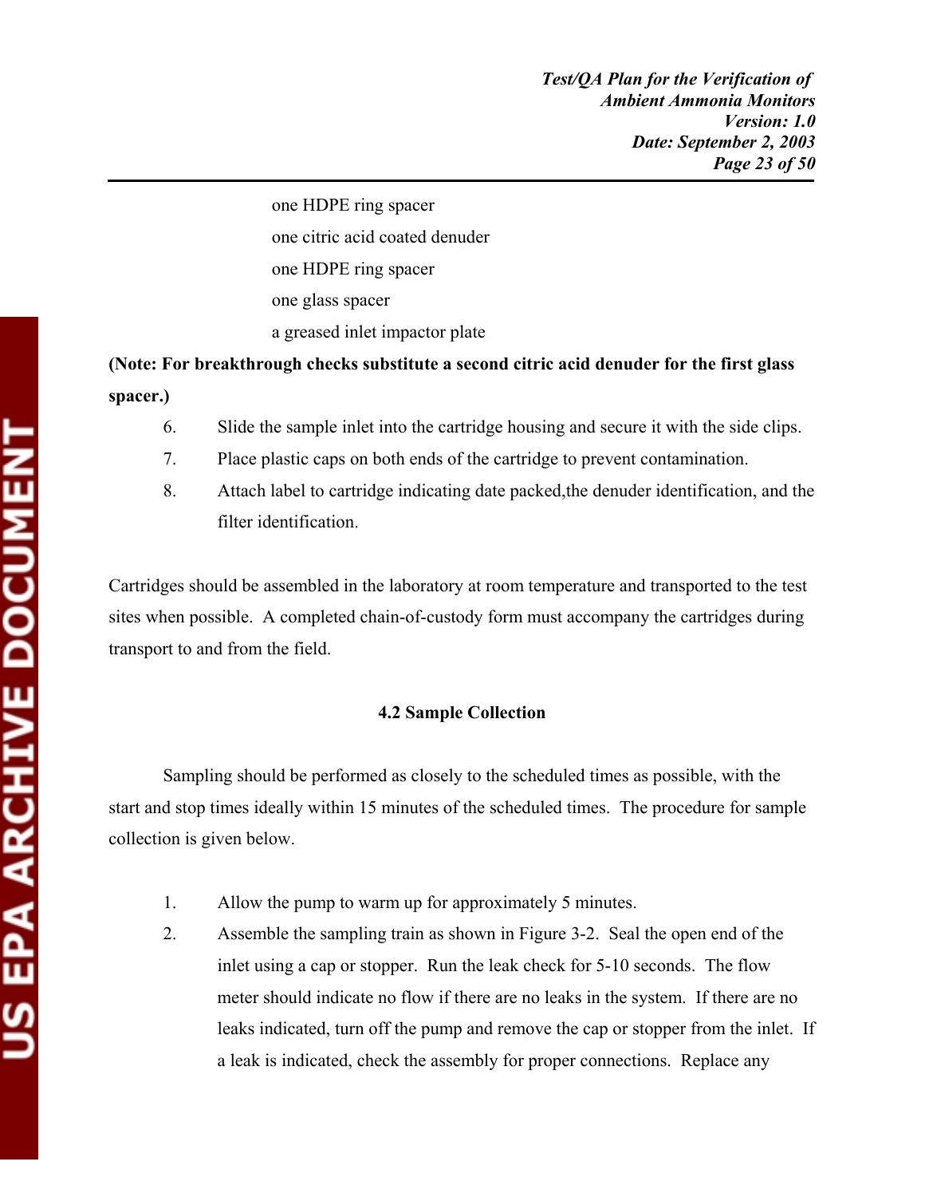one HDPE ring spacer

one citric acid coated denuder

one HDPE ring spacer

one glass spacer

a greased inlet impactor plate

**(Note: For breakthrough checks substitute a second citric acid denuder for the first glass spacer.)**

6. Slide the sample inlet into the cartridge housing and secure it with the side clips.
7. Place plastic caps on both ends of the cartridge to prevent contamination.
8. Attach label to cartridge indicating date packed,the denuder identification, and the filter identification.

Cartridges should be assembled in the laboratory at room temperature and transported to the test sites when possible. A completed chain-of-custody form must accompany the cartridges during transport to and from the field.

### 4.2 Sample Collection

Sampling should be performed as closely to the scheduled times as possible, with the start and stop times ideally within 15 minutes of the scheduled times. The procedure for sample collection is given below.

1. Allow the pump to warm up for approximately 5 minutes.
2. Assemble the sampling train as shown in Figure 3-2. Seal the open end of the inlet using a cap or stopper. Run the leak check for 5-10 seconds. The flow meter should indicate no flow if there are no leaks in the system. If there are no leaks indicated, turn off the pump and remove the cap or stopper from the inlet. If a leak is indicated, check the assembly for proper connections. Replace any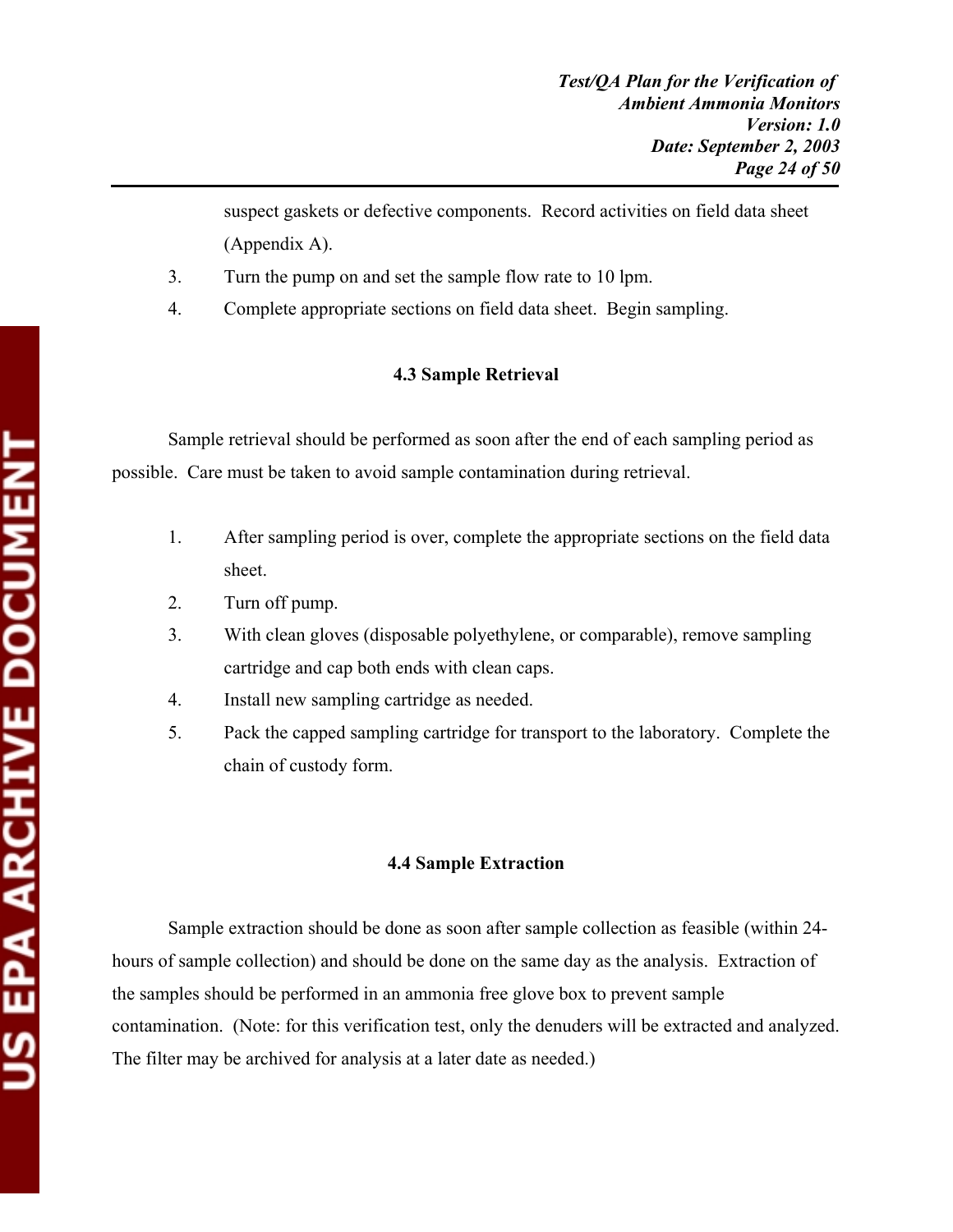suspect gaskets or defective components. Record activities on field data sheet (Appendix A).

3. Turn the pump on and set the sample flow rate to 10 lpm.
4. Complete appropriate sections on field data sheet. Begin sampling.

### 4.3 Sample Retrieval

Sample retrieval should be performed as soon after the end of each sampling period as possible. Care must be taken to avoid sample contamination during retrieval.

1. After sampling period is over, complete the appropriate sections on the field data sheet.
2. Turn off pump.
3. With clean gloves (disposable polyethylene, or comparable), remove sampling cartridge and cap both ends with clean caps.
4. Install new sampling cartridge as needed.
5. Pack the capped sampling cartridge for transport to the laboratory. Complete the chain of custody form.

### 4.4 Sample Extraction

Sample extraction should be done as soon after sample collection as feasible (within 24-hours of sample collection) and should be done on the same day as the analysis. Extraction of the samples should be performed in an ammonia free glove box to prevent sample contamination. (Note: for this verification test, only the denuders will be extracted and analyzed. The filter may be archived for analysis at a later date as needed.)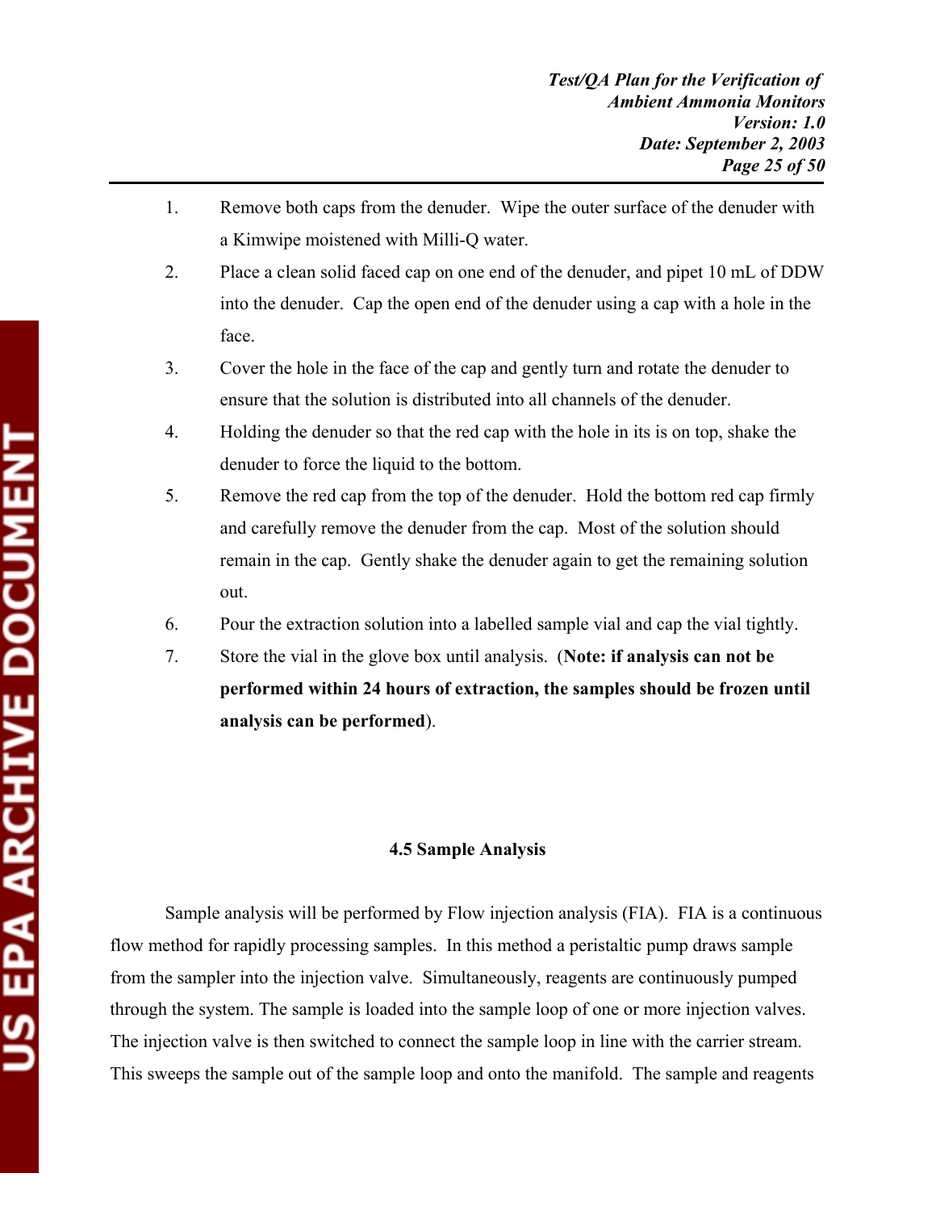1. Remove both caps from the denuder. Wipe the outer surface of the denuder with a Kimwipe moistened with Milli-Q water.
2. Place a clean solid faced cap on one end of the denuder, and pipet 10 mL of DDW into the denuder. Cap the open end of the denuder using a cap with a hole in the face.
3. Cover the hole in the face of the cap and gently turn and rotate the denuder to ensure that the solution is distributed into all channels of the denuder.
4. Holding the denuder so that the red cap with the hole in its is on top, shake the denuder to force the liquid to the bottom.
5. Remove the red cap from the top of the denuder. Hold the bottom red cap firmly and carefully remove the denuder from the cap. Most of the solution should remain in the cap. Gently shake the denuder again to get the remaining solution out.
6. Pour the extraction solution into a labelled sample vial and cap the vial tightly.
7. Store the vial in the glove box until analysis. (**Note: if analysis can not be performed within 24 hours of extraction, the samples should be frozen until analysis can be performed**).

### 4.5 Sample Analysis

Sample analysis will be performed by Flow injection analysis (FIA). FIA is a continuous flow method for rapidly processing samples. In this method a peristaltic pump draws sample from the sampler into the injection valve. Simultaneously, reagents are continuously pumped through the system. The sample is loaded into the sample loop of one or more injection valves. The injection valve is then switched to connect the sample loop in line with the carrier stream. This sweeps the sample out of the sample loop and onto the manifold. The sample and reagents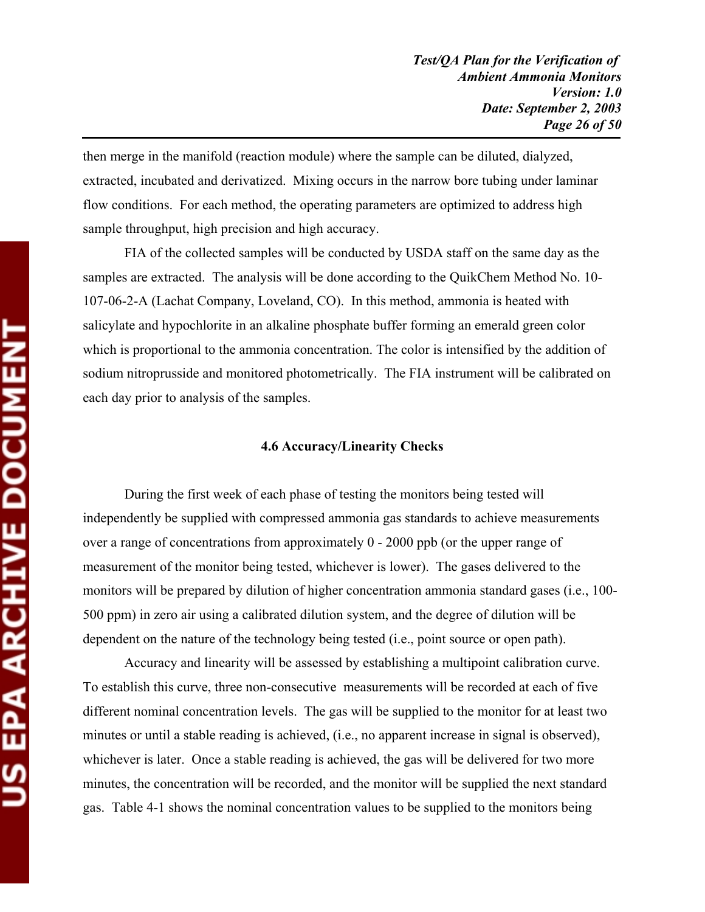then merge in the manifold (reaction module) where the sample can be diluted, dialyzed, extracted, incubated and derivatized. Mixing occurs in the narrow bore tubing under laminar flow conditions. For each method, the operating parameters are optimized to address high sample throughput, high precision and high accuracy.

FIA of the collected samples will be conducted by USDA staff on the same day as the samples are extracted. The analysis will be done according to the QuikChem Method No. 10-107-06-2-A (Lachat Company, Loveland, CO). In this method, ammonia is heated with salicylate and hypochlorite in an alkaline phosphate buffer forming an emerald green color which is proportional to the ammonia concentration. The color is intensified by the addition of sodium nitroprusside and monitored photometrically. The FIA instrument will be calibrated on each day prior to analysis of the samples.

### 4.6 Accuracy/Linearity Checks

During the first week of each phase of testing the monitors being tested will independently be supplied with compressed ammonia gas standards to achieve measurements over a range of concentrations from approximately 0 - 2000 ppb (or the upper range of measurement of the monitor being tested, whichever is lower). The gases delivered to the monitors will be prepared by dilution of higher concentration ammonia standard gases (i.e., 100-500 ppm) in zero air using a calibrated dilution system, and the degree of dilution will be dependent on the nature of the technology being tested (i.e., point source or open path).

Accuracy and linearity will be assessed by establishing a multipoint calibration curve. To establish this curve, three non-consecutive measurements will be recorded at each of five different nominal concentration levels. The gas will be supplied to the monitor for at least two minutes or until a stable reading is achieved, (i.e., no apparent increase in signal is observed), whichever is later. Once a stable reading is achieved, the gas will be delivered for two more minutes, the concentration will be recorded, and the monitor will be supplied the next standard gas. Table 4-1 shows the nominal concentration values to be supplied to the monitors being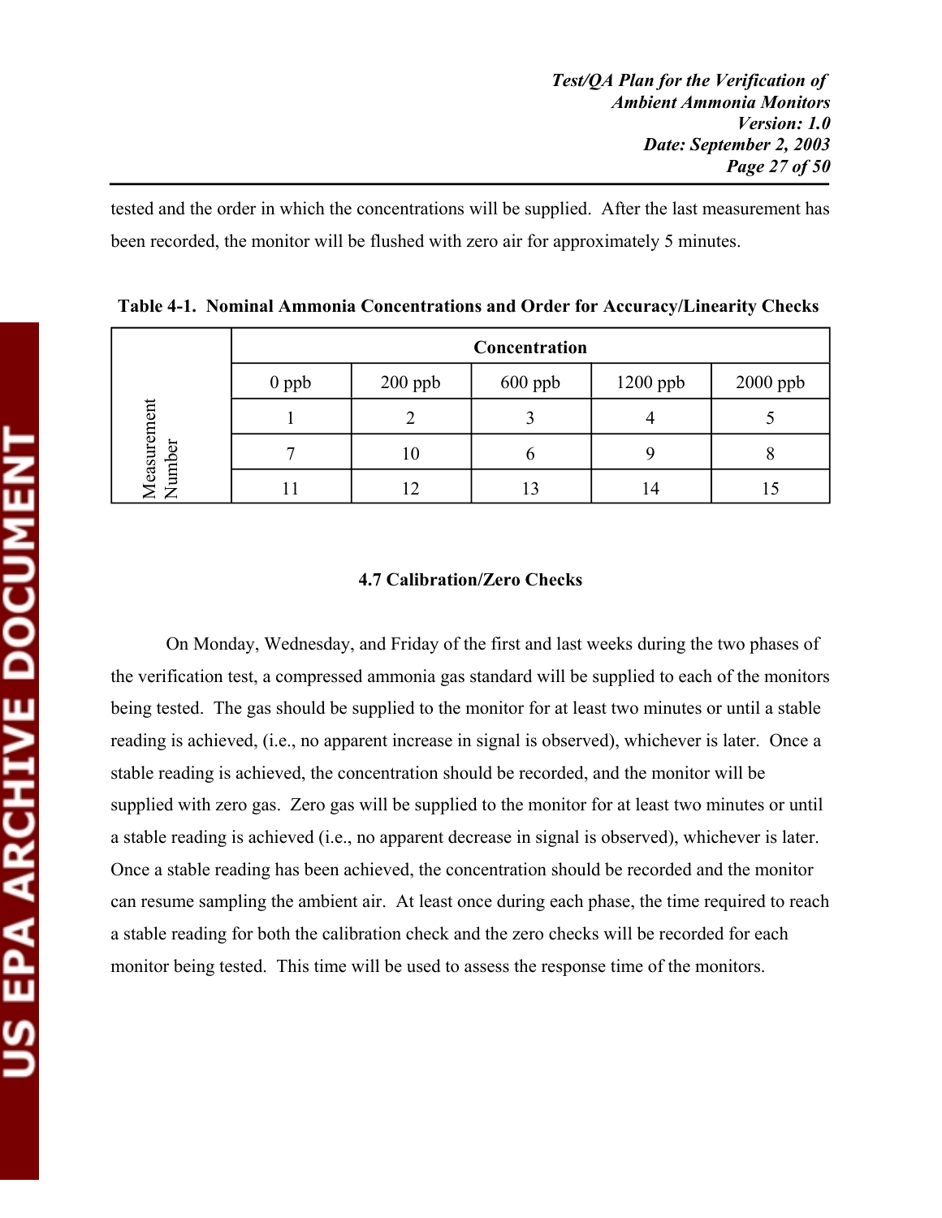tested and the order in which the concentrations will be supplied. After the last measurement has been recorded, the monitor will be flushed with zero air for approximately 5 minutes.

**Table 4-1. Nominal Ammonia Concentrations and Order for Accuracy/Linearity Checks**

| | Concentration | | | | |
|---|---|---|---|---|---|
| | 0 ppb | 200 ppb | 600 ppb | 1200 ppb | 2000 ppb |
| Measurement Number | 1 | 2 | 3 | 4 | 5 |
| | 7 | 10 | 6 | 9 | 8 |
| | 11 | 12 | 13 | 14 | 15 |

### 4.7 Calibration/Zero Checks

On Monday, Wednesday, and Friday of the first and last weeks during the two phases of the verification test, a compressed ammonia gas standard will be supplied to each of the monitors being tested. The gas should be supplied to the monitor for at least two minutes or until a stable reading is achieved, (i.e., no apparent increase in signal is observed), whichever is later. Once a stable reading is achieved, the concentration should be recorded, and the monitor will be supplied with zero gas. Zero gas will be supplied to the monitor for at least two minutes or until a stable reading is achieved (i.e., no apparent decrease in signal is observed), whichever is later. Once a stable reading has been achieved, the concentration should be recorded and the monitor can resume sampling the ambient air. At least once during each phase, the time required to reach a stable reading for both the calibration check and the zero checks will be recorded for each monitor being tested. This time will be used to assess the response time of the monitors.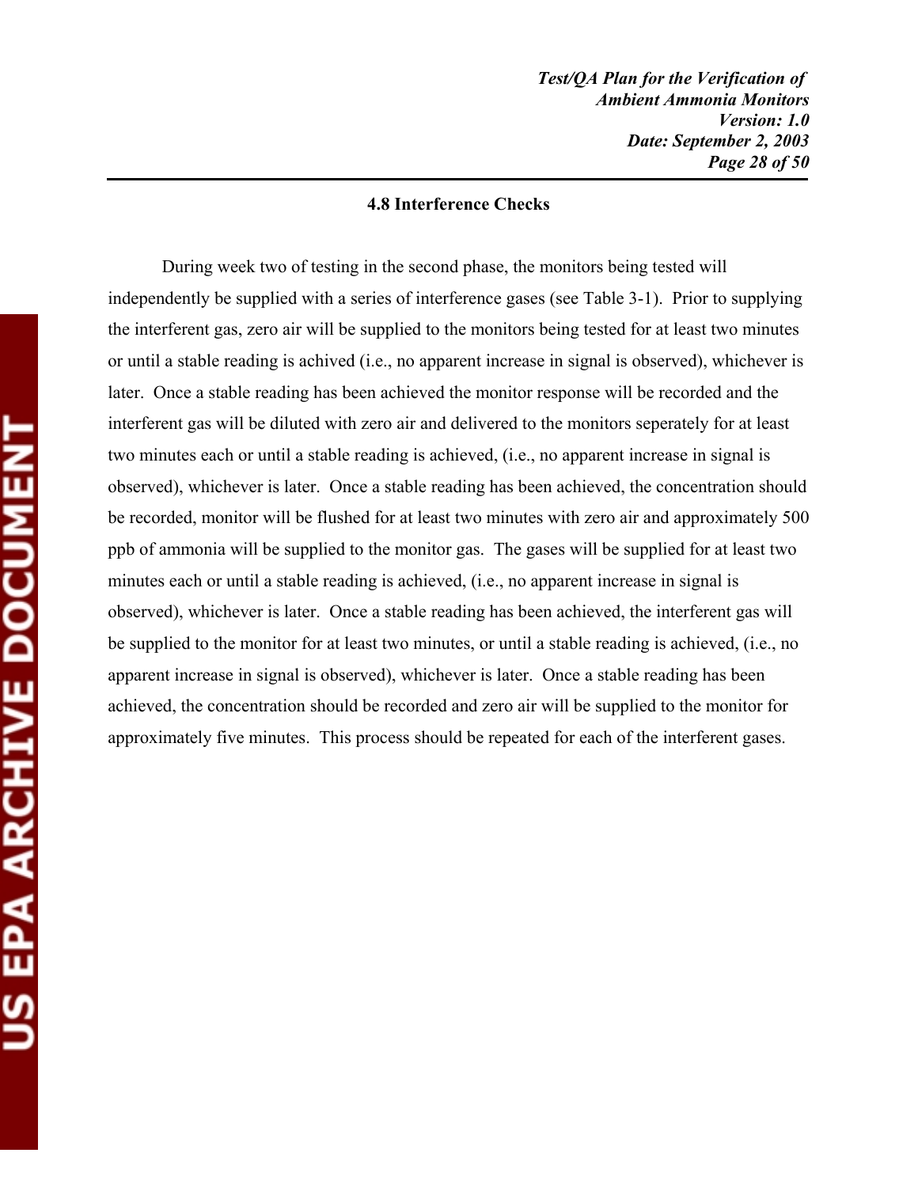### 4.8 Interference Checks

During week two of testing in the second phase, the monitors being tested will independently be supplied with a series of interference gases (see Table 3-1). Prior to supplying the interferent gas, zero air will be supplied to the monitors being tested for at least two minutes or until a stable reading is achived (i.e., no apparent increase in signal is observed), whichever is later. Once a stable reading has been achieved the monitor response will be recorded and the interferent gas will be diluted with zero air and delivered to the monitors seperately for at least two minutes each or until a stable reading is achieved, (i.e., no apparent increase in signal is observed), whichever is later. Once a stable reading has been achieved, the concentration should be recorded, monitor will be flushed for at least two minutes with zero air and approximately 500 ppb of ammonia will be supplied to the monitor gas. The gases will be supplied for at least two minutes each or until a stable reading is achieved, (i.e., no apparent increase in signal is observed), whichever is later. Once a stable reading has been achieved, the interferent gas will be supplied to the monitor for at least two minutes, or until a stable reading is achieved, (i.e., no apparent increase in signal is observed), whichever is later. Once a stable reading has been achieved, the concentration should be recorded and zero air will be supplied to the monitor for approximately five minutes. This process should be repeated for each of the interferent gases.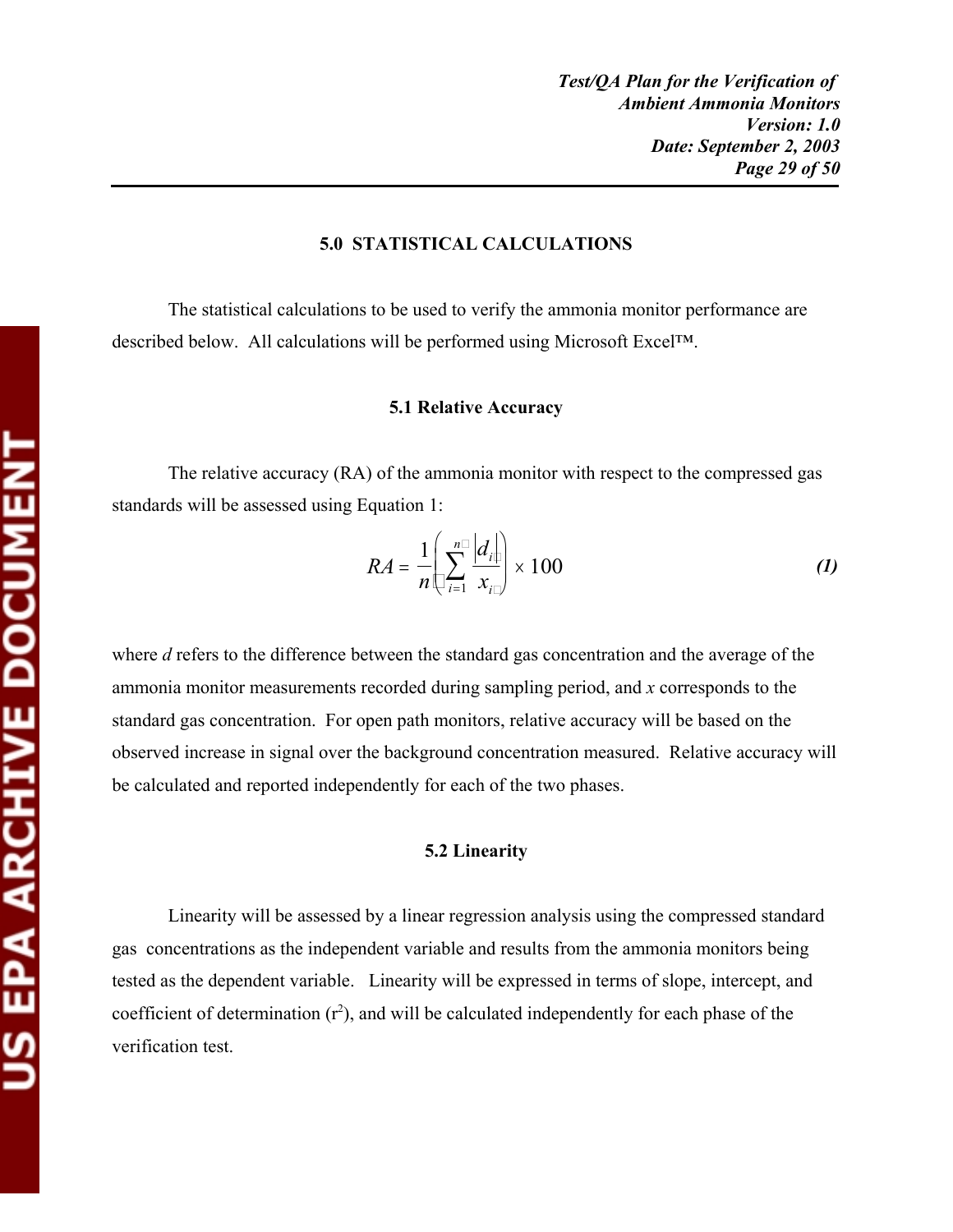## 5.0 STATISTICAL CALCULATIONS

The statistical calculations to be used to verify the ammonia monitor performance are described below. All calculations will be performed using Microsoft Excel™.

### 5.1 Relative Accuracy

The relative accuracy (RA) of the ammonia monitor with respect to the compressed gas standards will be assessed using Equation 1:

$$RA = \frac{1}{n}\left(\sum_{i=1}^{n} \frac{|d_i|}{x_i}\right) \times 100 \qquad \textbf{(1)}$$

where $d$ refers to the difference between the standard gas concentration and the average of the ammonia monitor measurements recorded during sampling period, and $x$ corresponds to the standard gas concentration. For open path monitors, relative accuracy will be based on the observed increase in signal over the background concentration measured. Relative accuracy will be calculated and reported independently for each of the two phases.

### 5.2 Linearity

Linearity will be assessed by a linear regression analysis using the compressed standard gas concentrations as the independent variable and results from the ammonia monitors being tested as the dependent variable. Linearity will be expressed in terms of slope, intercept, and coefficient of determination ($r^2$), and will be calculated independently for each phase of the verification test.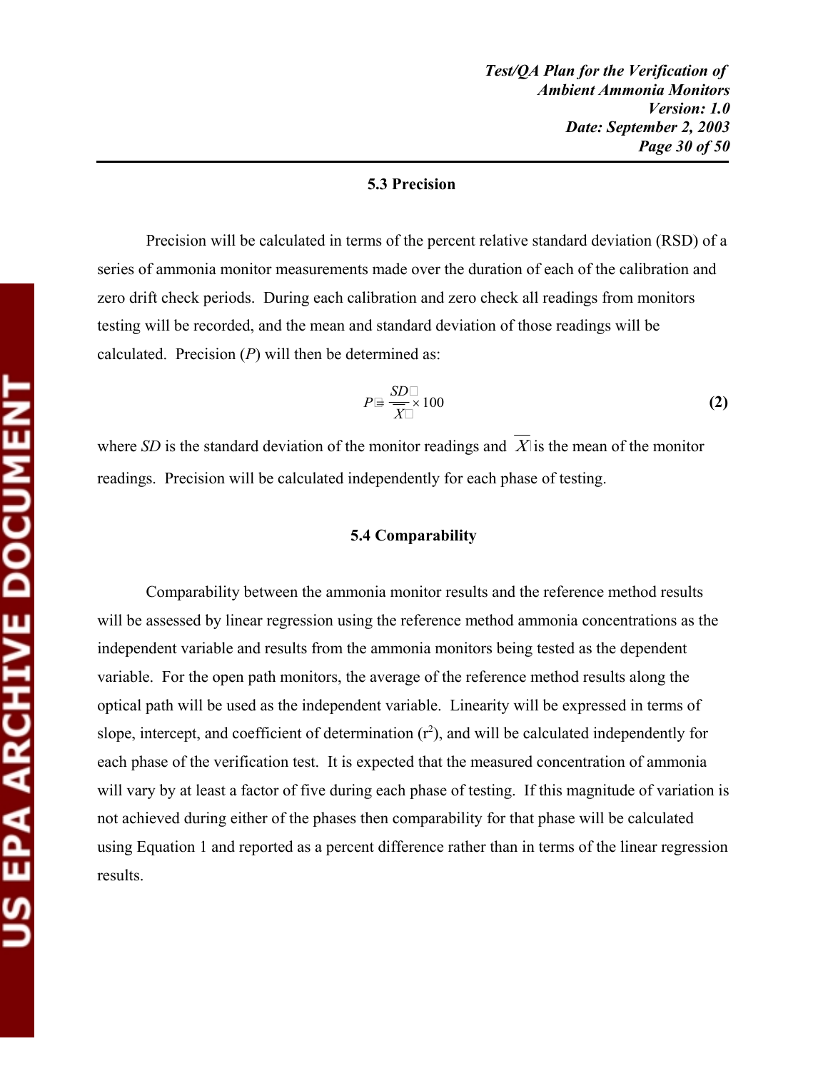### 5.3 Precision

Precision will be calculated in terms of the percent relative standard deviation (RSD) of a series of ammonia monitor measurements made over the duration of each of the calibration and zero drift check periods. During each calibration and zero check all readings from monitors testing will be recorded, and the mean and standard deviation of those readings will be calculated. Precision ($P$) will then be determined as:

$$P = \frac{SD}{\overline{X}} \times 100 \qquad \textbf{(2)}$$

where $SD$ is the standard deviation of the monitor readings and $\overline{X}$ is the mean of the monitor readings. Precision will be calculated independently for each phase of testing.

### 5.4 Comparability

Comparability between the ammonia monitor results and the reference method results will be assessed by linear regression using the reference method ammonia concentrations as the independent variable and results from the ammonia monitors being tested as the dependent variable. For the open path monitors, the average of the reference method results along the optical path will be used as the independent variable. Linearity will be expressed in terms of slope, intercept, and coefficient of determination ($r^2$), and will be calculated independently for each phase of the verification test. It is expected that the measured concentration of ammonia will vary by at least a factor of five during each phase of testing. If this magnitude of variation is not achieved during either of the phases then comparability for that phase will be calculated using Equation 1 and reported as a percent difference rather than in terms of the linear regression results.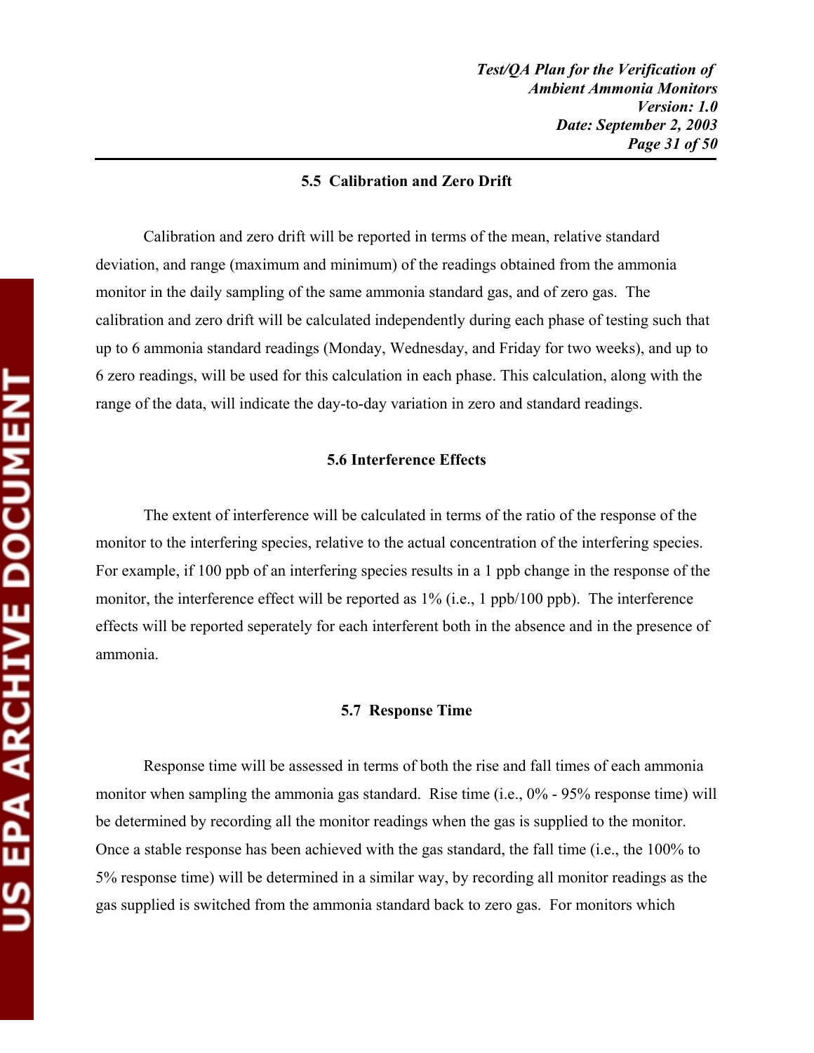### 5.5 Calibration and Zero Drift

Calibration and zero drift will be reported in terms of the mean, relative standard deviation, and range (maximum and minimum) of the readings obtained from the ammonia monitor in the daily sampling of the same ammonia standard gas, and of zero gas. The calibration and zero drift will be calculated independently during each phase of testing such that up to 6 ammonia standard readings (Monday, Wednesday, and Friday for two weeks), and up to 6 zero readings, will be used for this calculation in each phase. This calculation, along with the range of the data, will indicate the day-to-day variation in zero and standard readings.

### 5.6 Interference Effects

The extent of interference will be calculated in terms of the ratio of the response of the monitor to the interfering species, relative to the actual concentration of the interfering species. For example, if 100 ppb of an interfering species results in a 1 ppb change in the response of the monitor, the interference effect will be reported as 1% (i.e., 1 ppb/100 ppb). The interference effects will be reported seperately for each interferent both in the absence and in the presence of ammonia.

### 5.7 Response Time

Response time will be assessed in terms of both the rise and fall times of each ammonia monitor when sampling the ammonia gas standard. Rise time (i.e., 0% - 95% response time) will be determined by recording all the monitor readings when the gas is supplied to the monitor. Once a stable response has been achieved with the gas standard, the fall time (i.e., the 100% to 5% response time) will be determined in a similar way, by recording all monitor readings as the gas supplied is switched from the ammonia standard back to zero gas. For monitors which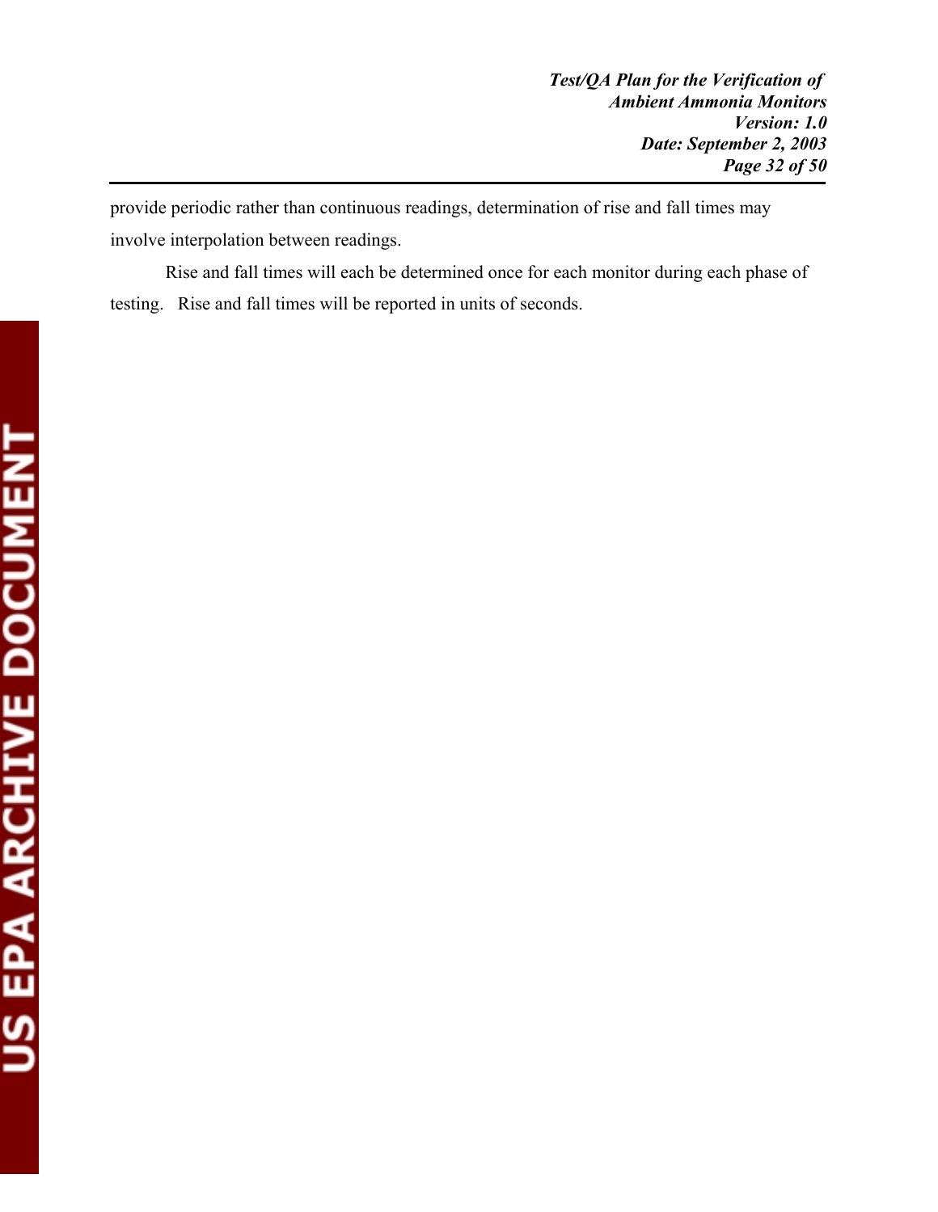provide periodic rather than continuous readings, determination of rise and fall times may involve interpolation between readings.

Rise and fall times will each be determined once for each monitor during each phase of testing. Rise and fall times will be reported in units of seconds.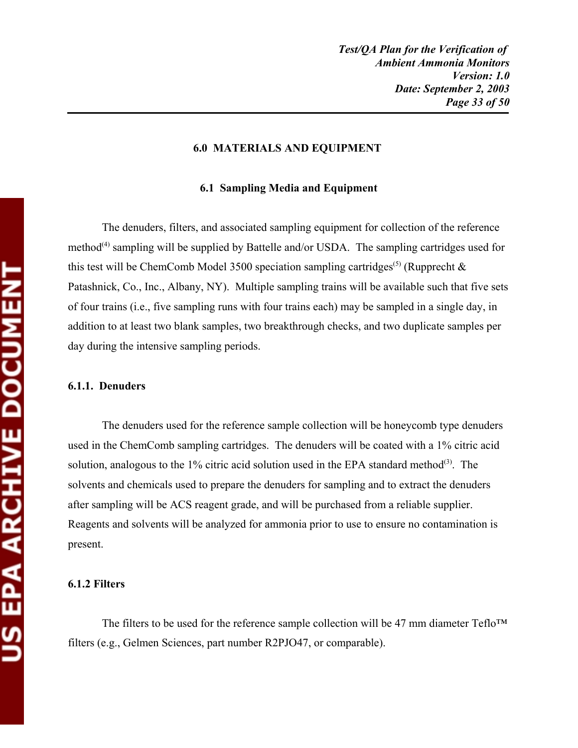# 6.0 MATERIALS AND EQUIPMENT

## 6.1 Sampling Media and Equipment

The denuders, filters, and associated sampling equipment for collection of the reference method[4] sampling will be supplied by Battelle and/or USDA. The sampling cartridges used for this test will be ChemComb Model 3500 speciation sampling cartridges[5] (Rupprecht & Patashnick, Co., Inc., Albany, NY). Multiple sampling trains will be available such that five sets of four trains (i.e., five sampling runs with four trains each) may be sampled in a single day, in addition to at least two blank samples, two breakthrough checks, and two duplicate samples per day during the intensive sampling periods.

### 6.1.1. Denuders

The denuders used for the reference sample collection will be honeycomb type denuders used in the ChemComb sampling cartridges. The denuders will be coated with a 1% citric acid solution, analogous to the 1% citric acid solution used in the EPA standard method[3]. The solvents and chemicals used to prepare the denuders for sampling and to extract the denuders after sampling will be ACS reagent grade, and will be purchased from a reliable supplier. Reagents and solvents will be analyzed for ammonia prior to use to ensure no contamination is present.

### 6.1.2 Filters

The filters to be used for the reference sample collection will be 47 mm diameter Teflo™ filters (e.g., Gelmen Sciences, part number R2PJO47, or comparable).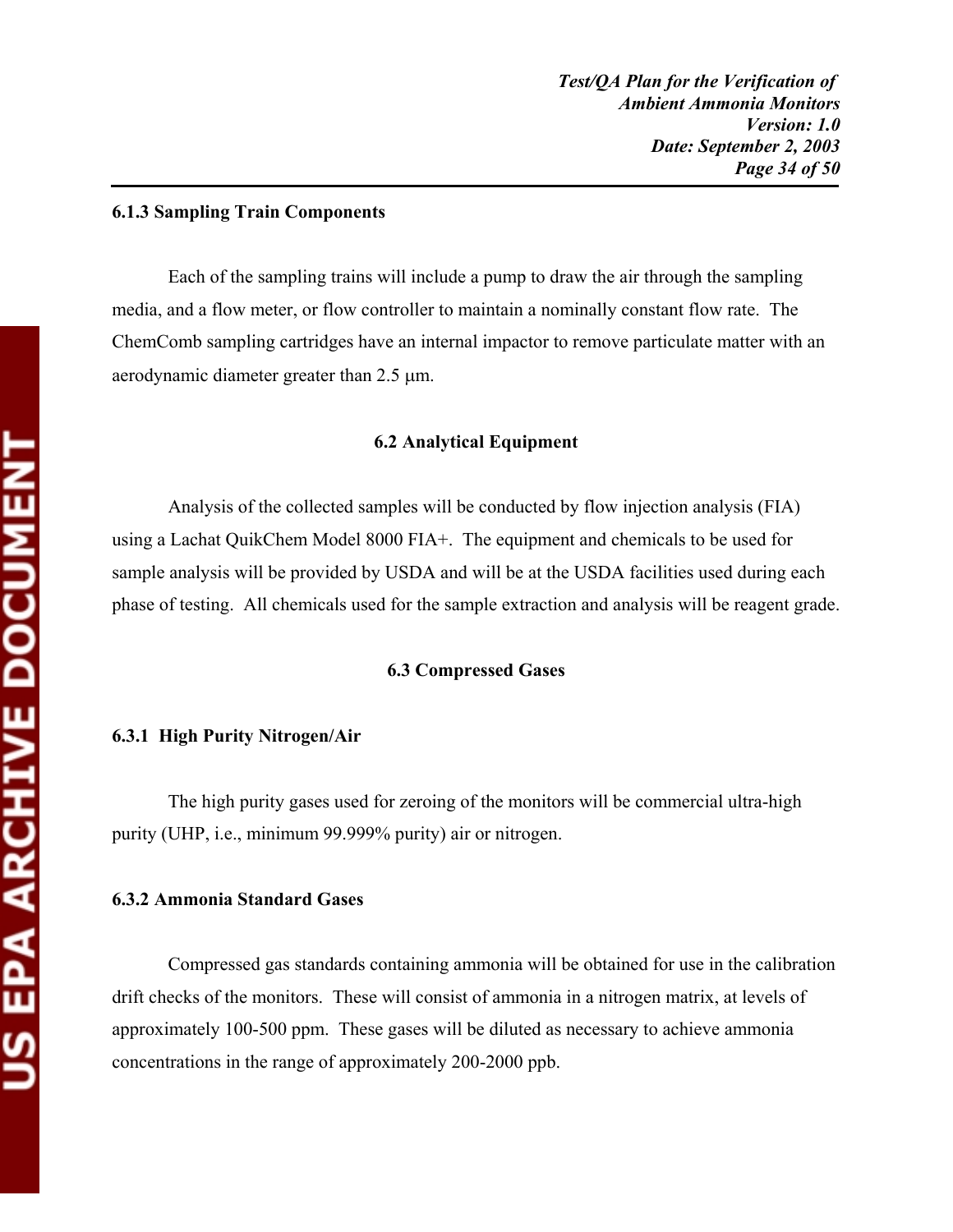### 6.1.3 Sampling Train Components

Each of the sampling trains will include a pump to draw the air through the sampling media, and a flow meter, or flow controller to maintain a nominally constant flow rate. The ChemComb sampling cartridges have an internal impactor to remove particulate matter with an aerodynamic diameter greater than 2.5 μm.

## 6.2 Analytical Equipment

Analysis of the collected samples will be conducted by flow injection analysis (FIA) using a Lachat QuikChem Model 8000 FIA+. The equipment and chemicals to be used for sample analysis will be provided by USDA and will be at the USDA facilities used during each phase of testing. All chemicals used for the sample extraction and analysis will be reagent grade.

## 6.3 Compressed Gases

### 6.3.1 High Purity Nitrogen/Air

The high purity gases used for zeroing of the monitors will be commercial ultra-high purity (UHP, i.e., minimum 99.999% purity) air or nitrogen.

### 6.3.2 Ammonia Standard Gases

Compressed gas standards containing ammonia will be obtained for use in the calibration drift checks of the monitors. These will consist of ammonia in a nitrogen matrix, at levels of approximately 100-500 ppm. These gases will be diluted as necessary to achieve ammonia concentrations in the range of approximately 200-2000 ppb.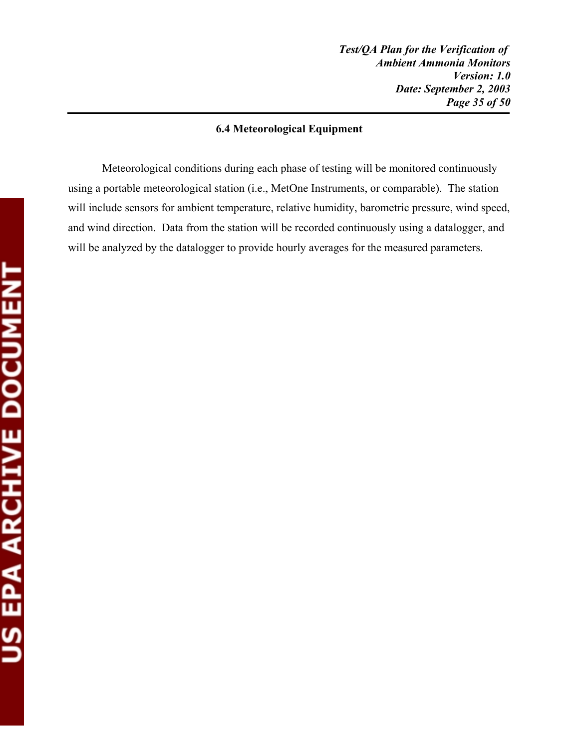### 6.4 Meteorological Equipment

Meteorological conditions during each phase of testing will be monitored continuously using a portable meteorological station (i.e., MetOne Instruments, or comparable). The station will include sensors for ambient temperature, relative humidity, barometric pressure, wind speed, and wind direction. Data from the station will be recorded continuously using a datalogger, and will be analyzed by the datalogger to provide hourly averages for the measured parameters.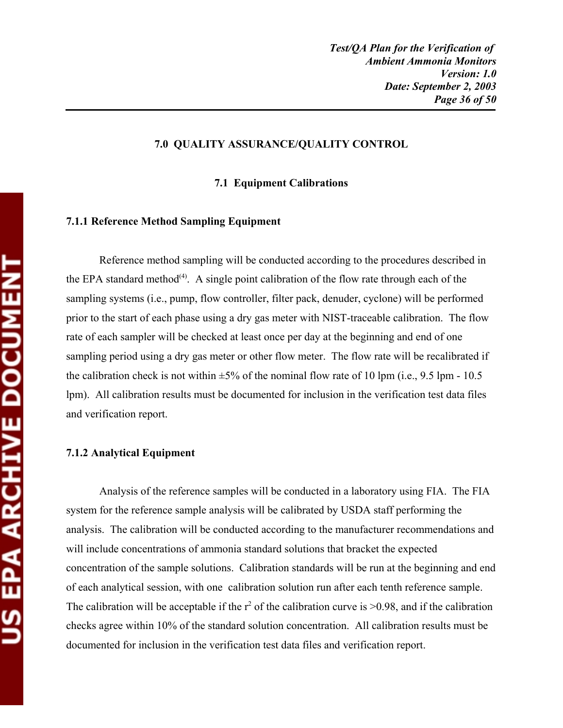# 7.0 QUALITY ASSURANCE/QUALITY CONTROL

## 7.1 Equipment Calibrations

### 7.1.1 Reference Method Sampling Equipment

Reference method sampling will be conducted according to the procedures described in the EPA standard method[4]. A single point calibration of the flow rate through each of the sampling systems (i.e., pump, flow controller, filter pack, denuder, cyclone) will be performed prior to the start of each phase using a dry gas meter with NIST-traceable calibration. The flow rate of each sampler will be checked at least once per day at the beginning and end of one sampling period using a dry gas meter or other flow meter. The flow rate will be recalibrated if the calibration check is not within ±5% of the nominal flow rate of 10 lpm (i.e., 9.5 lpm - 10.5 lpm). All calibration results must be documented for inclusion in the verification test data files and verification report.

### 7.1.2 Analytical Equipment

Analysis of the reference samples will be conducted in a laboratory using FIA. The FIA system for the reference sample analysis will be calibrated by USDA staff performing the analysis. The calibration will be conducted according to the manufacturer recommendations and will include concentrations of ammonia standard solutions that bracket the expected concentration of the sample solutions. Calibration standards will be run at the beginning and end of each analytical session, with one calibration solution run after each tenth reference sample. The calibration will be acceptable if the $r^2$ of the calibration curve is >0.98, and if the calibration checks agree within 10% of the standard solution concentration. All calibration results must be documented for inclusion in the verification test data files and verification report.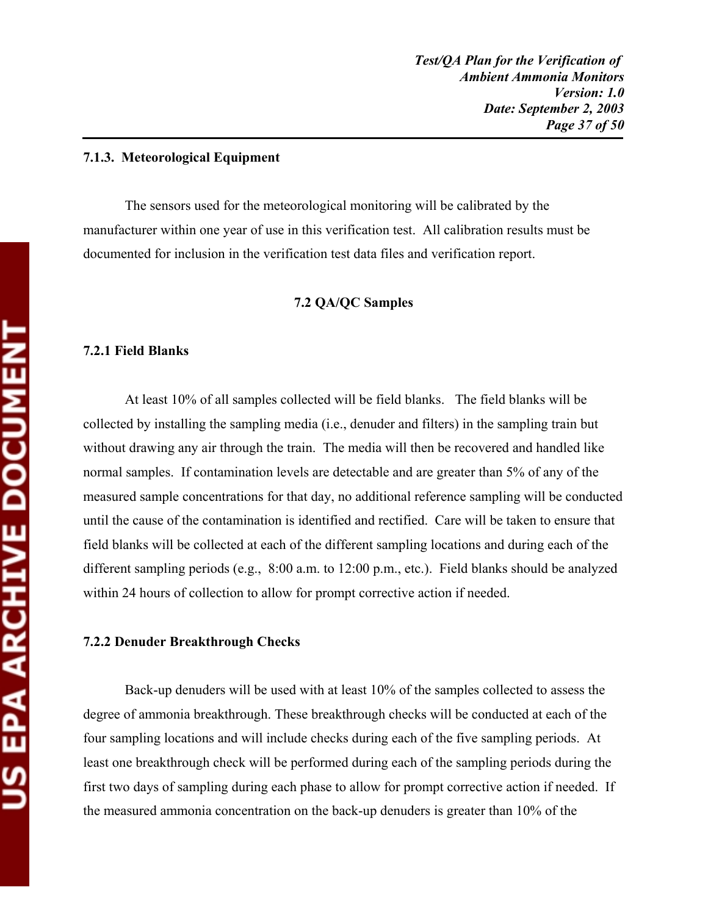### 7.1.3. Meteorological Equipment

The sensors used for the meteorological monitoring will be calibrated by the manufacturer within one year of use in this verification test. All calibration results must be documented for inclusion in the verification test data files and verification report.

## 7.2 QA/QC Samples

### 7.2.1 Field Blanks

At least 10% of all samples collected will be field blanks. The field blanks will be collected by installing the sampling media (i.e., denuder and filters) in the sampling train but without drawing any air through the train. The media will then be recovered and handled like normal samples. If contamination levels are detectable and are greater than 5% of any of the measured sample concentrations for that day, no additional reference sampling will be conducted until the cause of the contamination is identified and rectified. Care will be taken to ensure that field blanks will be collected at each of the different sampling locations and during each of the different sampling periods (e.g., 8:00 a.m. to 12:00 p.m., etc.). Field blanks should be analyzed within 24 hours of collection to allow for prompt corrective action if needed.

### 7.2.2 Denuder Breakthrough Checks

Back-up denuders will be used with at least 10% of the samples collected to assess the degree of ammonia breakthrough. These breakthrough checks will be conducted at each of the four sampling locations and will include checks during each of the five sampling periods. At least one breakthrough check will be performed during each of the sampling periods during the first two days of sampling during each phase to allow for prompt corrective action if needed. If the measured ammonia concentration on the back-up denuders is greater than 10% of the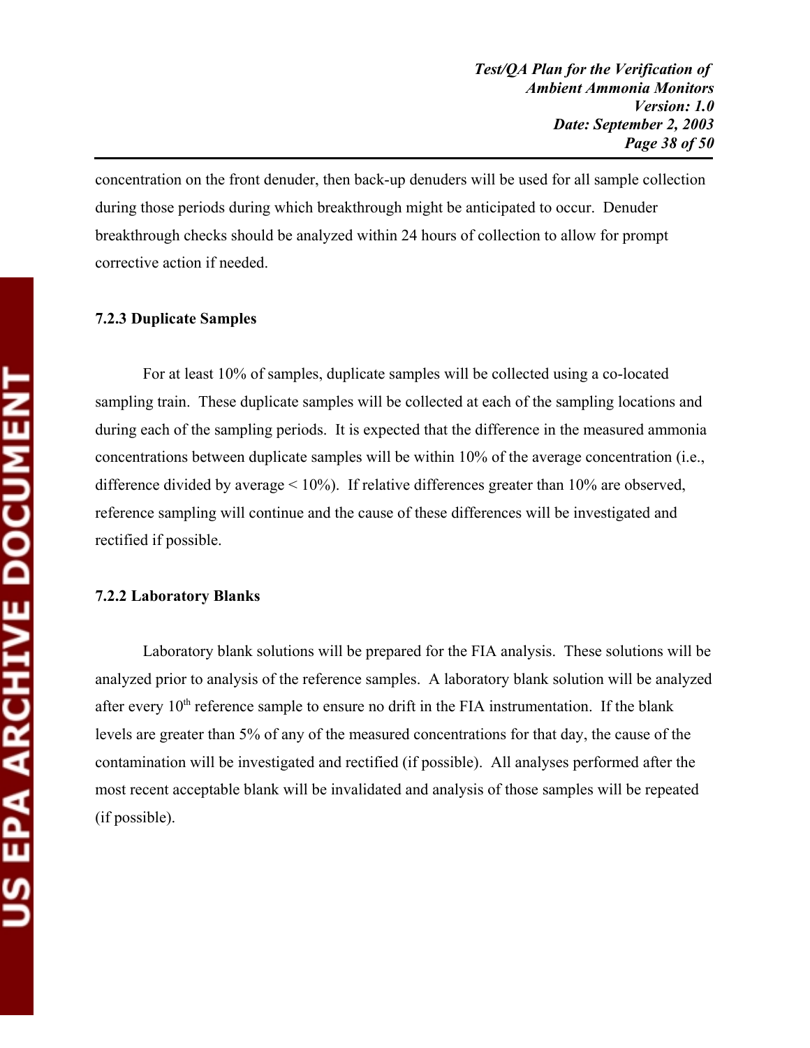concentration on the front denuder, then back-up denuders will be used for all sample collection during those periods during which breakthrough might be anticipated to occur. Denuder breakthrough checks should be analyzed within 24 hours of collection to allow for prompt corrective action if needed.

### 7.2.3 Duplicate Samples

For at least 10% of samples, duplicate samples will be collected using a co-located sampling train. These duplicate samples will be collected at each of the sampling locations and during each of the sampling periods. It is expected that the difference in the measured ammonia concentrations between duplicate samples will be within 10% of the average concentration (i.e., difference divided by average < 10%). If relative differences greater than 10% are observed, reference sampling will continue and the cause of these differences will be investigated and rectified if possible.

### 7.2.2 Laboratory Blanks

Laboratory blank solutions will be prepared for the FIA analysis. These solutions will be analyzed prior to analysis of the reference samples. A laboratory blank solution will be analyzed after every $10^{th}$ reference sample to ensure no drift in the FIA instrumentation. If the blank levels are greater than 5% of any of the measured concentrations for that day, the cause of the contamination will be investigated and rectified (if possible). All analyses performed after the most recent acceptable blank will be invalidated and analysis of those samples will be repeated (if possible).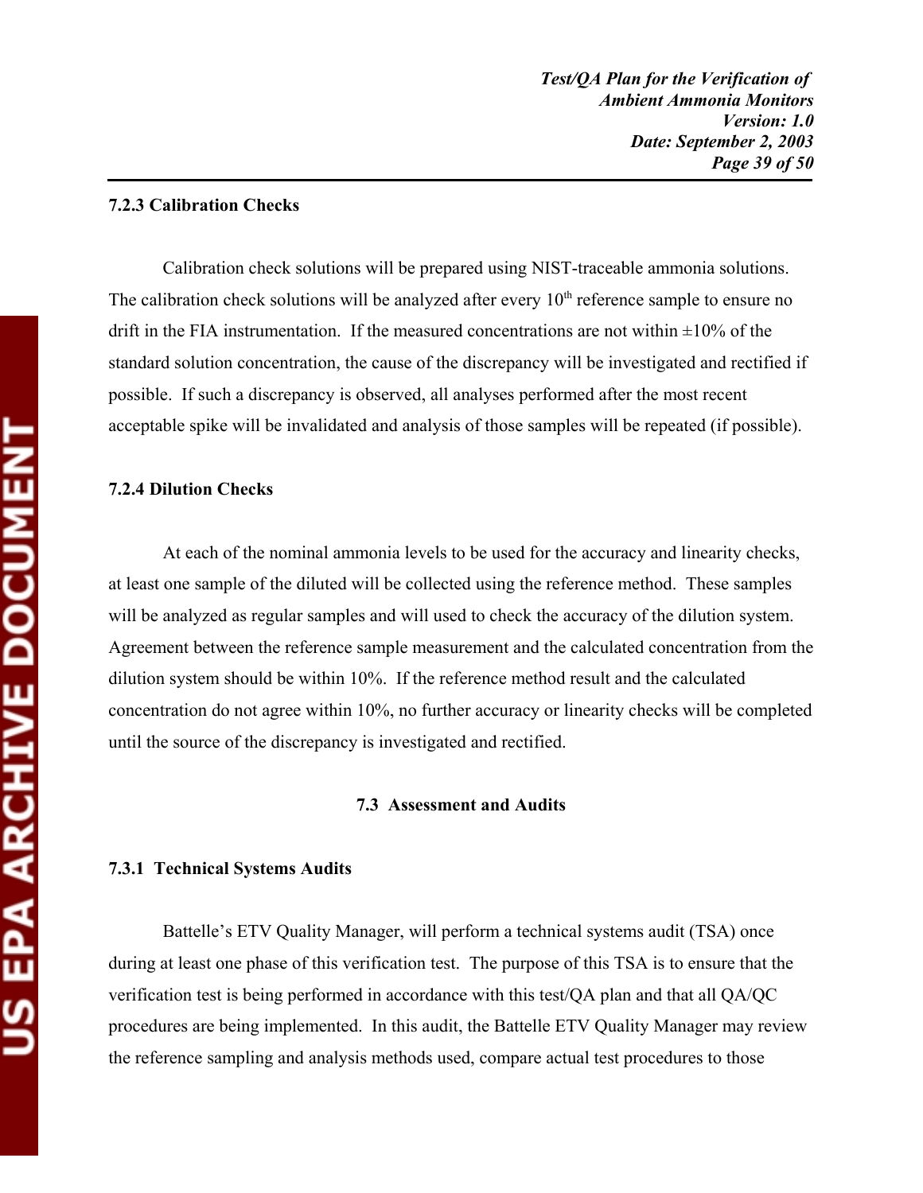### 7.2.3 Calibration Checks

Calibration check solutions will be prepared using NIST-traceable ammonia solutions. The calibration check solutions will be analyzed after every 10th reference sample to ensure no drift in the FIA instrumentation. If the measured concentrations are not within ±10% of the standard solution concentration, the cause of the discrepancy will be investigated and rectified if possible. If such a discrepancy is observed, all analyses performed after the most recent acceptable spike will be invalidated and analysis of those samples will be repeated (if possible).

### 7.2.4 Dilution Checks

At each of the nominal ammonia levels to be used for the accuracy and linearity checks, at least one sample of the diluted will be collected using the reference method. These samples will be analyzed as regular samples and will used to check the accuracy of the dilution system. Agreement between the reference sample measurement and the calculated concentration from the dilution system should be within 10%. If the reference method result and the calculated concentration do not agree within 10%, no further accuracy or linearity checks will be completed until the source of the discrepancy is investigated and rectified.

## 7.3 Assessment and Audits

### 7.3.1 Technical Systems Audits

Battelle's ETV Quality Manager, will perform a technical systems audit (TSA) once during at least one phase of this verification test. The purpose of this TSA is to ensure that the verification test is being performed in accordance with this test/QA plan and that all QA/QC procedures are being implemented. In this audit, the Battelle ETV Quality Manager may review the reference sampling and analysis methods used, compare actual test procedures to those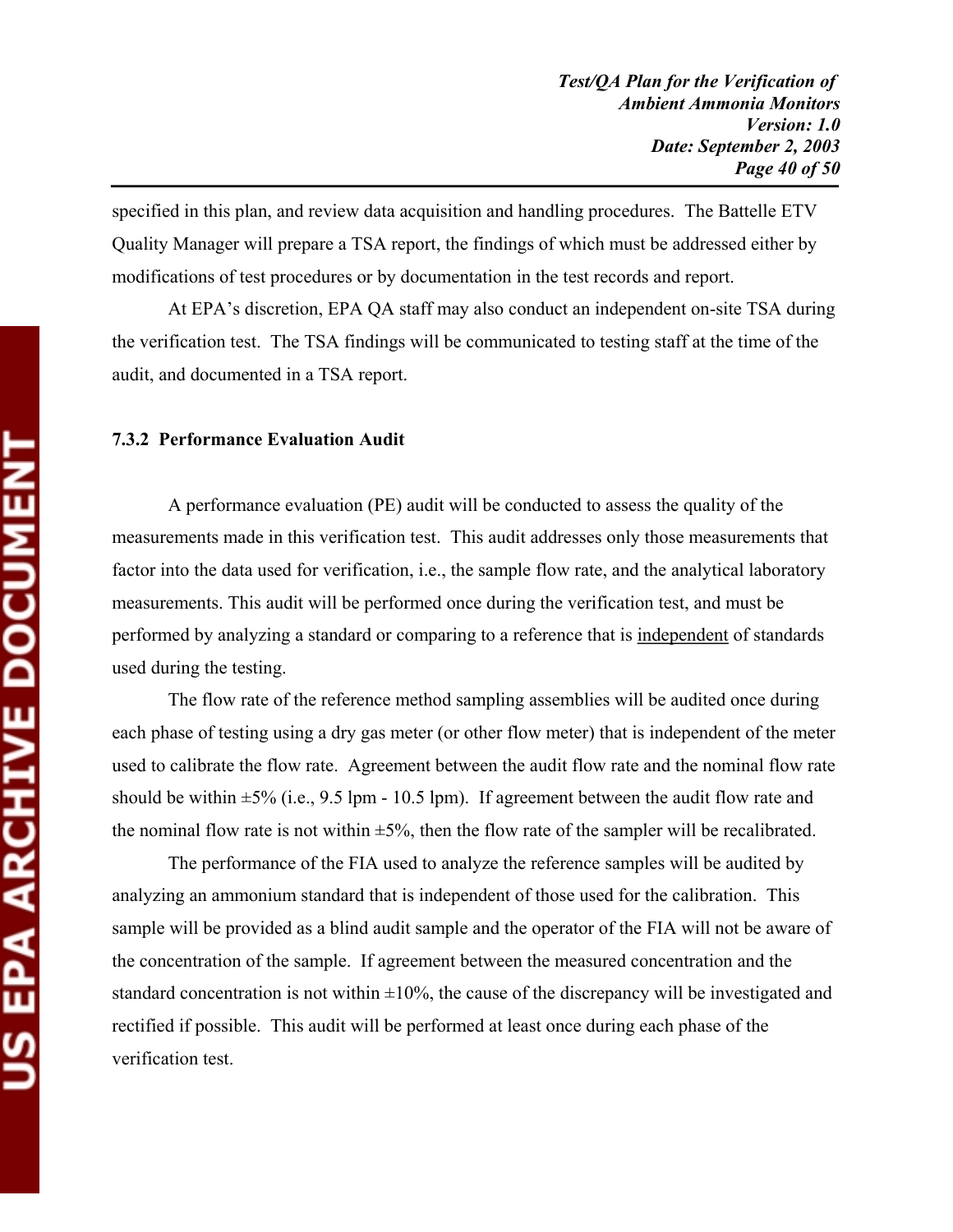specified in this plan, and review data acquisition and handling procedures. The Battelle ETV Quality Manager will prepare a TSA report, the findings of which must be addressed either by modifications of test procedures or by documentation in the test records and report.

At EPA's discretion, EPA QA staff may also conduct an independent on-site TSA during the verification test. The TSA findings will be communicated to testing staff at the time of the audit, and documented in a TSA report.

### 7.3.2 Performance Evaluation Audit

A performance evaluation (PE) audit will be conducted to assess the quality of the measurements made in this verification test. This audit addresses only those measurements that factor into the data used for verification, i.e., the sample flow rate, and the analytical laboratory measurements. This audit will be performed once during the verification test, and must be performed by analyzing a standard or comparing to a reference that is <u>independent</u> of standards used during the testing.

The flow rate of the reference method sampling assemblies will be audited once during each phase of testing using a dry gas meter (or other flow meter) that is independent of the meter used to calibrate the flow rate. Agreement between the audit flow rate and the nominal flow rate should be within ±5% (i.e., 9.5 lpm - 10.5 lpm). If agreement between the audit flow rate and the nominal flow rate is not within ±5%, then the flow rate of the sampler will be recalibrated.

The performance of the FIA used to analyze the reference samples will be audited by analyzing an ammonium standard that is independent of those used for the calibration. This sample will be provided as a blind audit sample and the operator of the FIA will not be aware of the concentration of the sample. If agreement between the measured concentration and the standard concentration is not within ±10%, the cause of the discrepancy will be investigated and rectified if possible. This audit will be performed at least once during each phase of the verification test.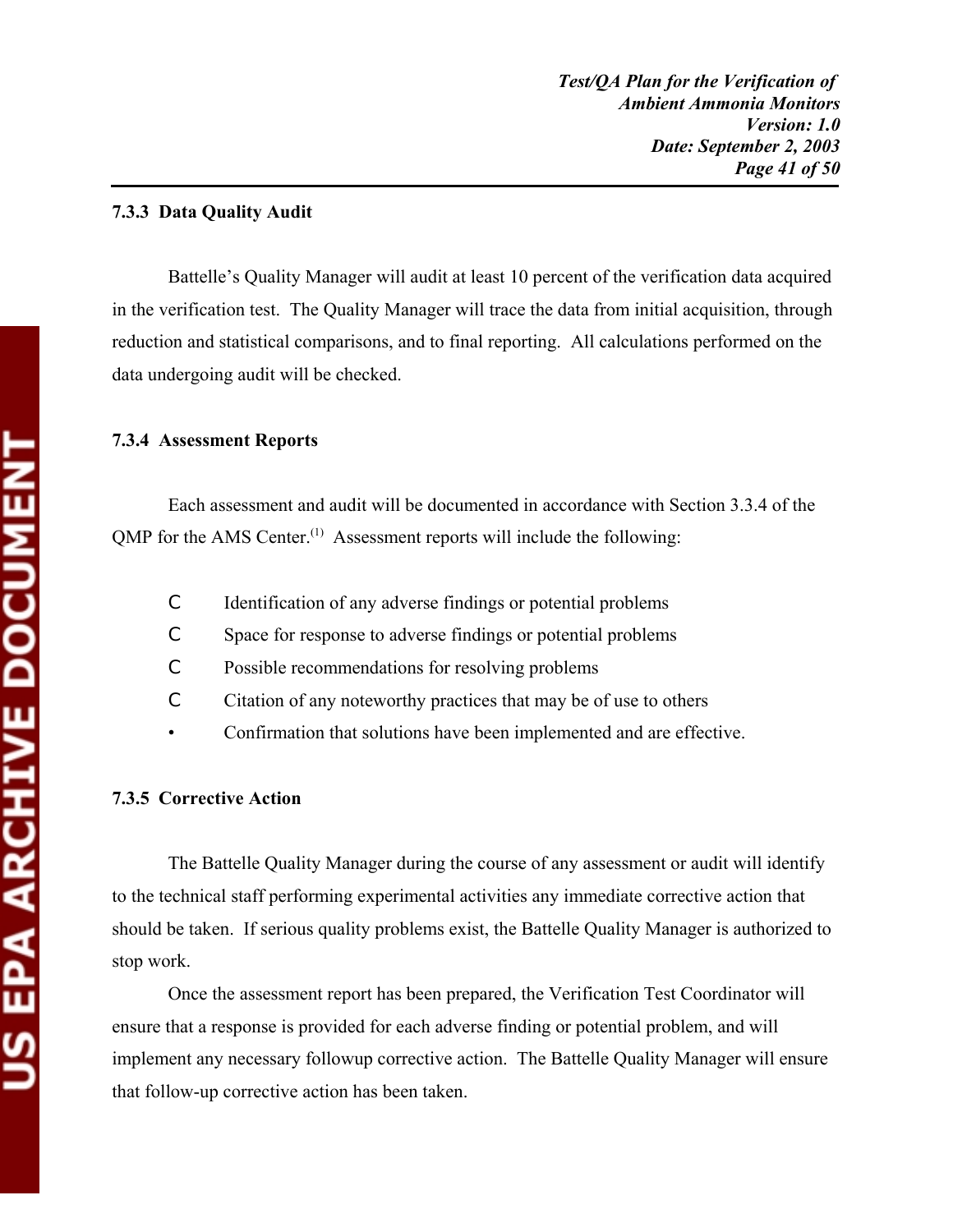### 7.3.3 Data Quality Audit

Battelle's Quality Manager will audit at least 10 percent of the verification data acquired in the verification test. The Quality Manager will trace the data from initial acquisition, through reduction and statistical comparisons, and to final reporting. All calculations performed on the data undergoing audit will be checked.

### 7.3.4 Assessment Reports

Each assessment and audit will be documented in accordance with Section 3.3.4 of the QMP for the AMS Center.[1] Assessment reports will include the following:

- Identification of any adverse findings or potential problems
- Space for response to adverse findings or potential problems
- Possible recommendations for resolving problems
- Citation of any noteworthy practices that may be of use to others
- Confirmation that solutions have been implemented and are effective.

### 7.3.5 Corrective Action

The Battelle Quality Manager during the course of any assessment or audit will identify to the technical staff performing experimental activities any immediate corrective action that should be taken. If serious quality problems exist, the Battelle Quality Manager is authorized to stop work.

Once the assessment report has been prepared, the Verification Test Coordinator will ensure that a response is provided for each adverse finding or potential problem, and will implement any necessary followup corrective action. The Battelle Quality Manager will ensure that follow-up corrective action has been taken.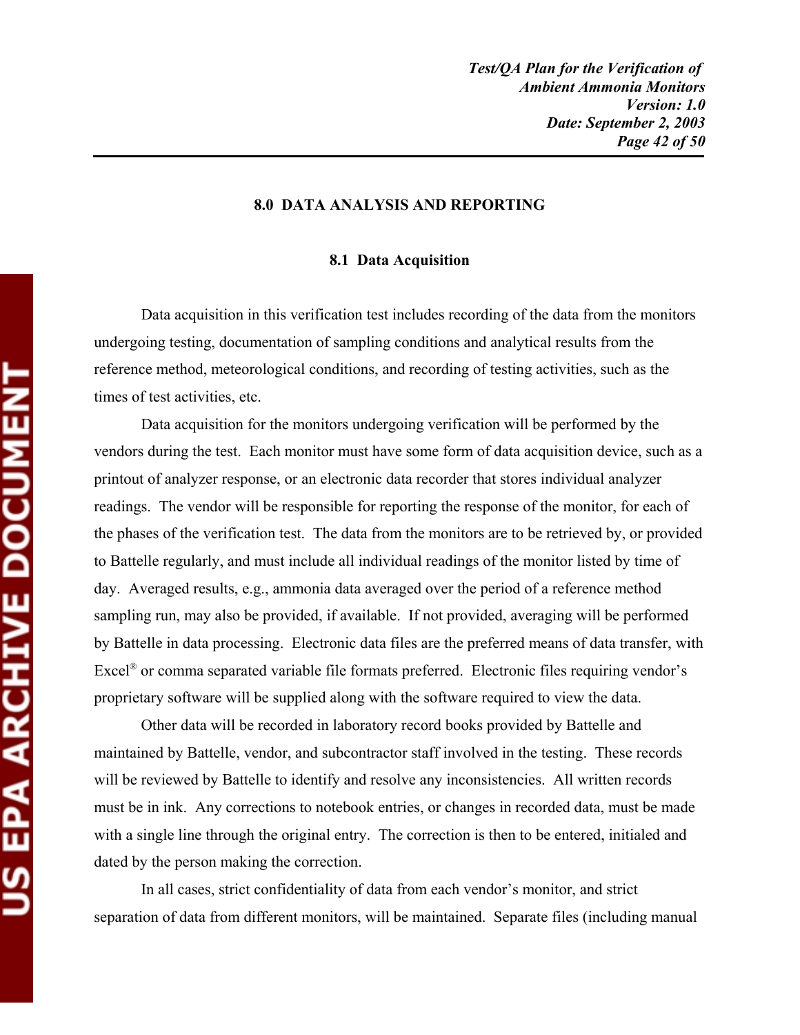# 8.0 DATA ANALYSIS AND REPORTING

## 8.1 Data Acquisition

Data acquisition in this verification test includes recording of the data from the monitors undergoing testing, documentation of sampling conditions and analytical results from the reference method, meteorological conditions, and recording of testing activities, such as the times of test activities, etc.

Data acquisition for the monitors undergoing verification will be performed by the vendors during the test. Each monitor must have some form of data acquisition device, such as a printout of analyzer response, or an electronic data recorder that stores individual analyzer readings. The vendor will be responsible for reporting the response of the monitor, for each of the phases of the verification test. The data from the monitors are to be retrieved by, or provided to Battelle regularly, and must include all individual readings of the monitor listed by time of day. Averaged results, e.g., ammonia data averaged over the period of a reference method sampling run, may also be provided, if available. If not provided, averaging will be performed by Battelle in data processing. Electronic data files are the preferred means of data transfer, with Excel® or comma separated variable file formats preferred. Electronic files requiring vendor's proprietary software will be supplied along with the software required to view the data.

Other data will be recorded in laboratory record books provided by Battelle and maintained by Battelle, vendor, and subcontractor staff involved in the testing. These records will be reviewed by Battelle to identify and resolve any inconsistencies. All written records must be in ink. Any corrections to notebook entries, or changes in recorded data, must be made with a single line through the original entry. The correction is then to be entered, initialed and dated by the person making the correction.

In all cases, strict confidentiality of data from each vendor's monitor, and strict separation of data from different monitors, will be maintained. Separate files (including manual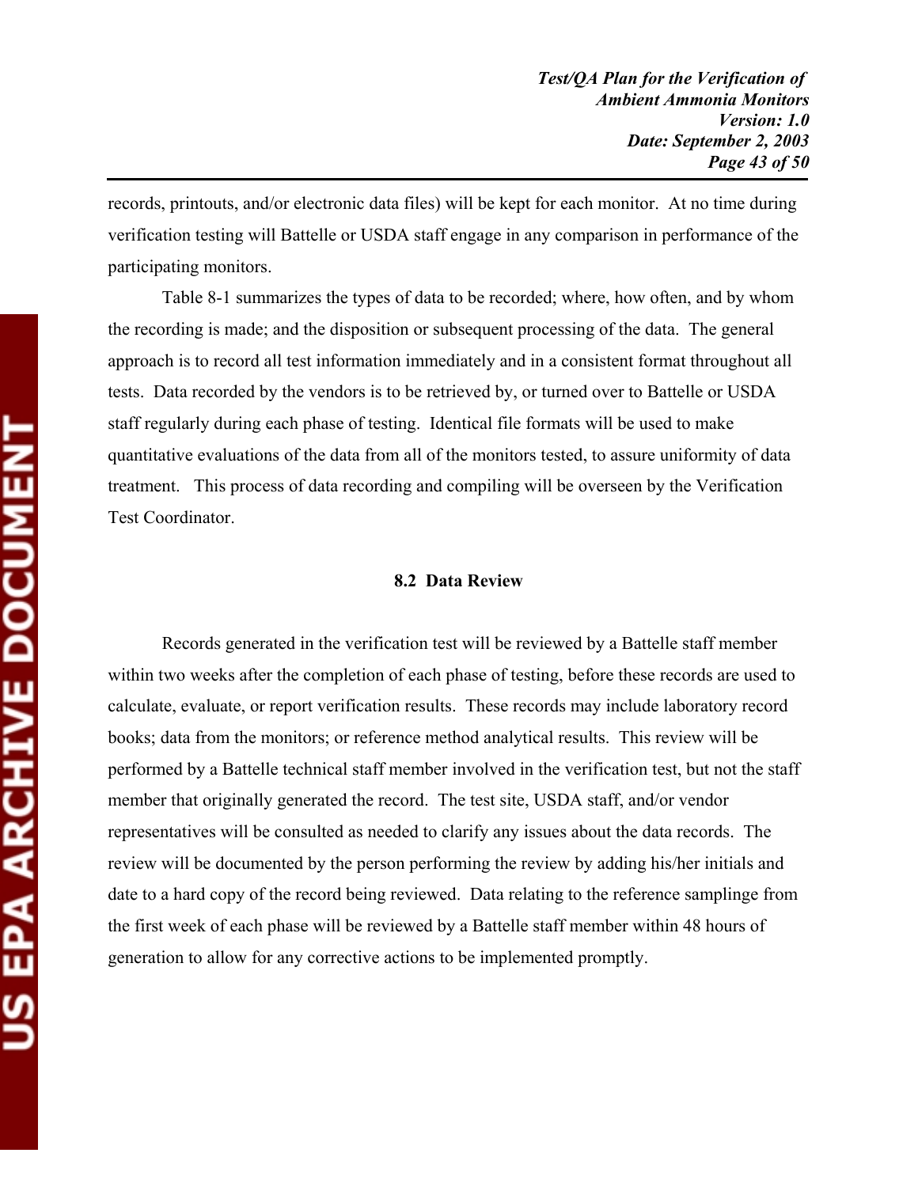records, printouts, and/or electronic data files) will be kept for each monitor. At no time during verification testing will Battelle or USDA staff engage in any comparison in performance of the participating monitors.

Table 8-1 summarizes the types of data to be recorded; where, how often, and by whom the recording is made; and the disposition or subsequent processing of the data. The general approach is to record all test information immediately and in a consistent format throughout all tests. Data recorded by the vendors is to be retrieved by, or turned over to Battelle or USDA staff regularly during each phase of testing. Identical file formats will be used to make quantitative evaluations of the data from all of the monitors tested, to assure uniformity of data treatment. This process of data recording and compiling will be overseen by the Verification Test Coordinator.

### 8.2 Data Review

Records generated in the verification test will be reviewed by a Battelle staff member within two weeks after the completion of each phase of testing, before these records are used to calculate, evaluate, or report verification results. These records may include laboratory record books; data from the monitors; or reference method analytical results. This review will be performed by a Battelle technical staff member involved in the verification test, but not the staff member that originally generated the record. The test site, USDA staff, and/or vendor representatives will be consulted as needed to clarify any issues about the data records. The review will be documented by the person performing the review by adding his/her initials and date to a hard copy of the record being reviewed. Data relating to the reference samplinge from the first week of each phase will be reviewed by a Battelle staff member within 48 hours of generation to allow for any corrective actions to be implemented promptly.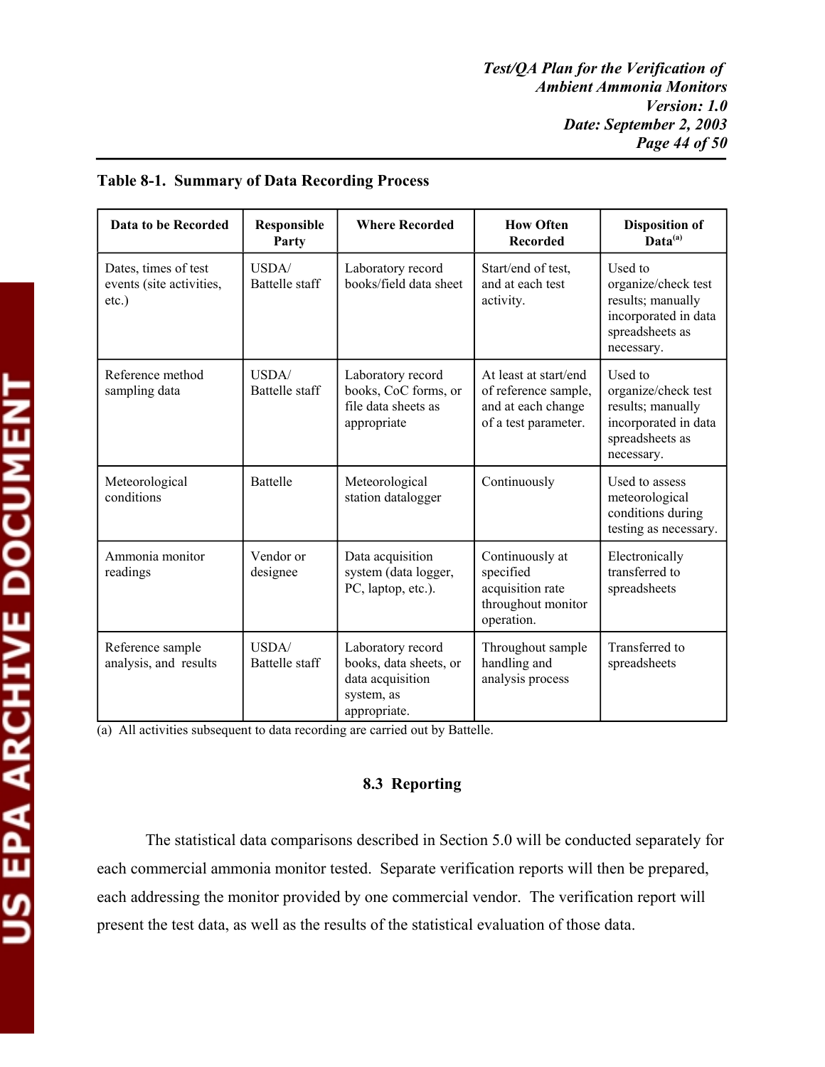**Table 8-1. Summary of Data Recording Process**

| Data to be Recorded | Responsible Party | Where Recorded | How Often Recorded | Disposition of Data[(a)] |
|---|---|---|---|---|
| Dates, times of test events (site activities, etc.) | USDA/ Battelle staff | Laboratory record books/field data sheet | Start/end of test, and at each test activity. | Used to organize/check test results; manually incorporated in data spreadsheets as necessary. |
| Reference method sampling data | USDA/ Battelle staff | Laboratory record books, CoC forms, or file data sheets as appropriate | At least at start/end of reference sample, and at each change of a test parameter. | Used to organize/check test results; manually incorporated in data spreadsheets as necessary. |
| Meteorological conditions | Battelle | Meteorological station datalogger | Continuously | Used to assess meteorological conditions during testing as necessary. |
| Ammonia monitor readings | Vendor or designee | Data acquisition system (data logger, PC, laptop, etc.). | Continuously at specified acquisition rate throughout monitor operation. | Electronically transferred to spreadsheets |
| Reference sample analysis, and results | USDA/ Battelle staff | Laboratory record books, data sheets, or data acquisition system, as appropriate. | Throughout sample handling and analysis process | Transferred to spreadsheets |

(a) All activities subsequent to data recording are carried out by Battelle.

## 8.3 Reporting

The statistical data comparisons described in Section 5.0 will be conducted separately for each commercial ammonia monitor tested. Separate verification reports will then be prepared, each addressing the monitor provided by one commercial vendor. The verification report will present the test data, as well as the results of the statistical evaluation of those data.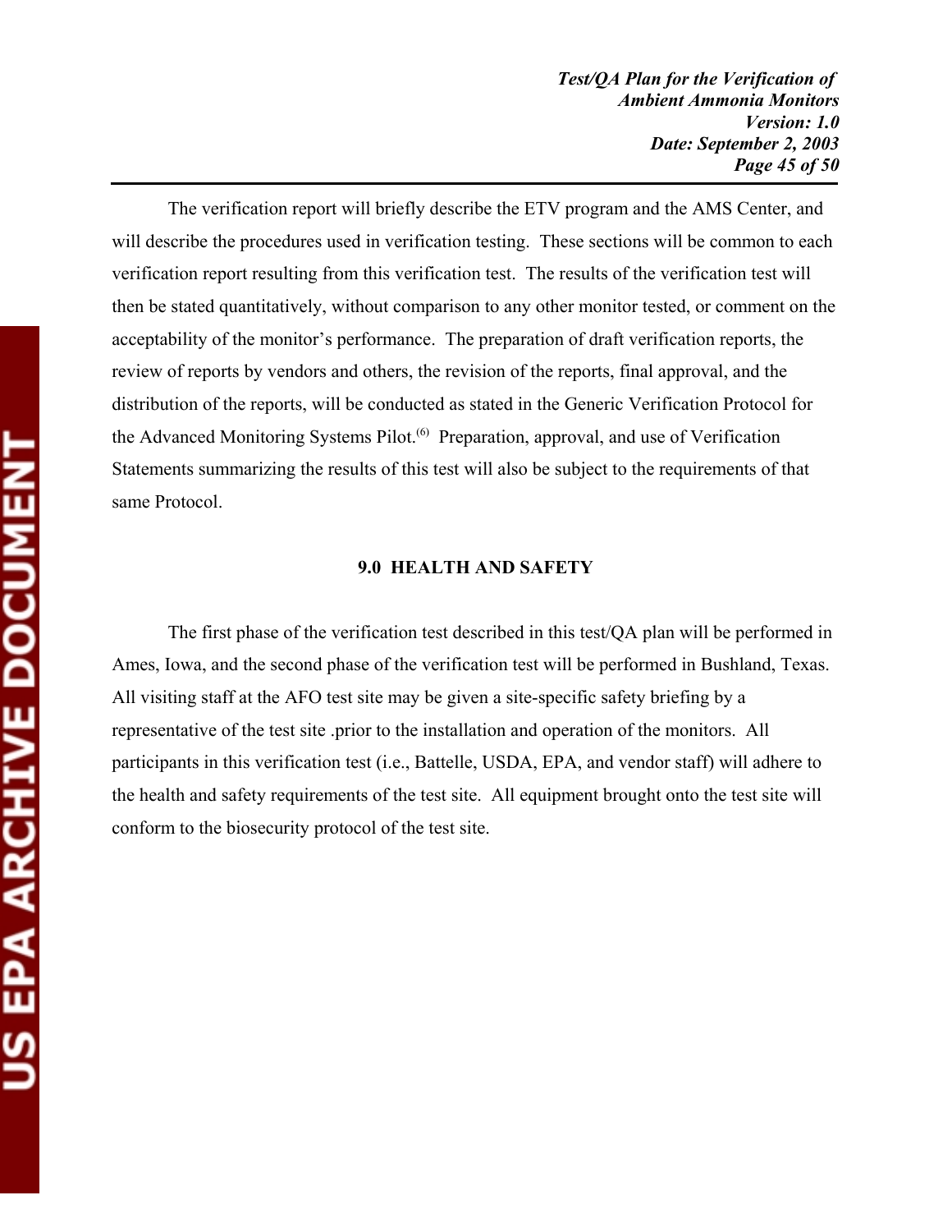The verification report will briefly describe the ETV program and the AMS Center, and will describe the procedures used in verification testing. These sections will be common to each verification report resulting from this verification test. The results of the verification test will then be stated quantitatively, without comparison to any other monitor tested, or comment on the acceptability of the monitor's performance. The preparation of draft verification reports, the review of reports by vendors and others, the revision of the reports, final approval, and the distribution of the reports, will be conducted as stated in the Generic Verification Protocol for the Advanced Monitoring Systems Pilot.(6) Preparation, approval, and use of Verification Statements summarizing the results of this test will also be subject to the requirements of that same Protocol.

## 9.0 HEALTH AND SAFETY

The first phase of the verification test described in this test/QA plan will be performed in Ames, Iowa, and the second phase of the verification test will be performed in Bushland, Texas. All visiting staff at the AFO test site may be given a site-specific safety briefing by a representative of the test site .prior to the installation and operation of the monitors. All participants in this verification test (i.e., Battelle, USDA, EPA, and vendor staff) will adhere to the health and safety requirements of the test site. All equipment brought onto the test site will conform to the biosecurity protocol of the test site.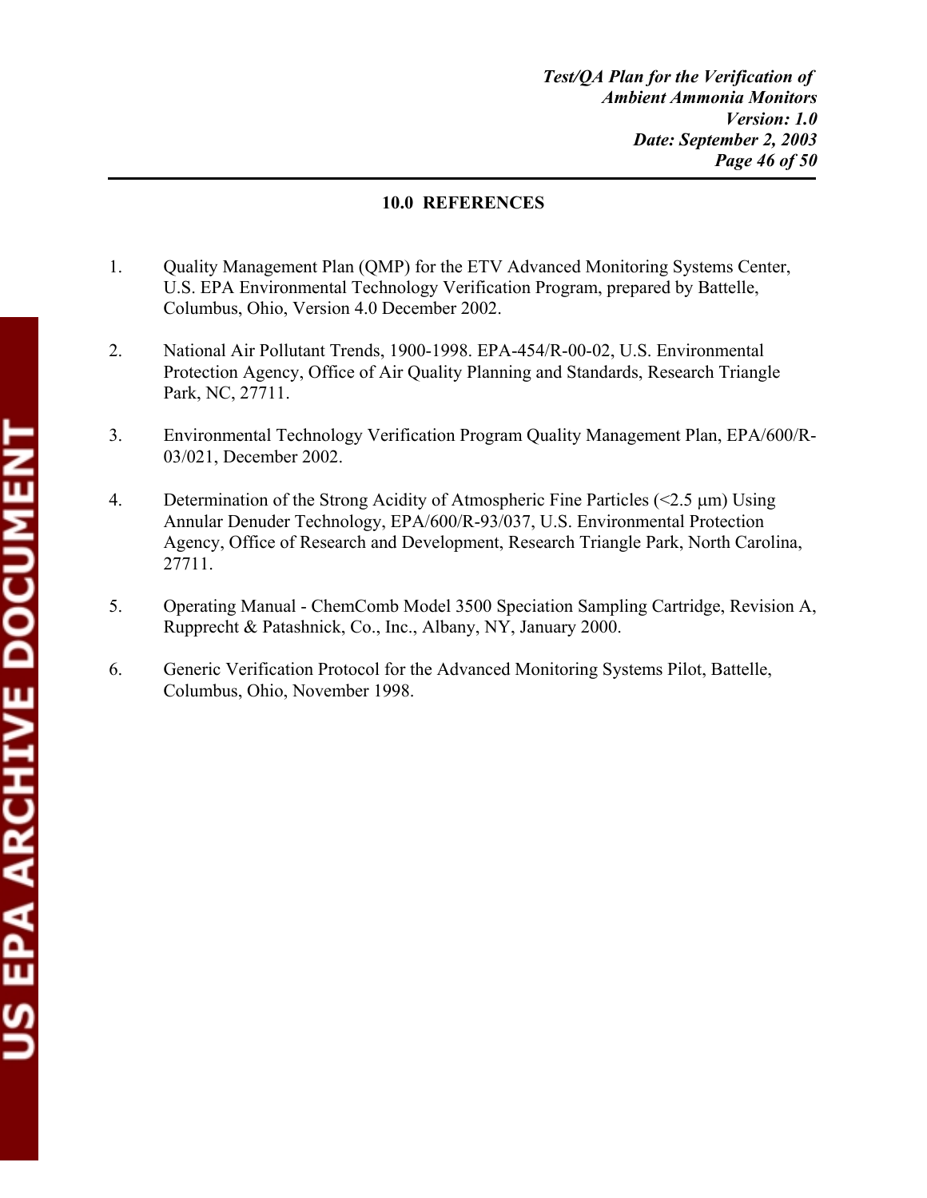## 10.0 REFERENCES

1. Quality Management Plan (QMP) for the ETV Advanced Monitoring Systems Center, U.S. EPA Environmental Technology Verification Program, prepared by Battelle, Columbus, Ohio, Version 4.0 December 2002.

2. National Air Pollutant Trends, 1900-1998. EPA-454/R-00-02, U.S. Environmental Protection Agency, Office of Air Quality Planning and Standards, Research Triangle Park, NC, 27711.

3. Environmental Technology Verification Program Quality Management Plan, EPA/600/R-03/021, December 2002.

4. Determination of the Strong Acidity of Atmospheric Fine Particles (<2.5 μm) Using Annular Denuder Technology, EPA/600/R-93/037, U.S. Environmental Protection Agency, Office of Research and Development, Research Triangle Park, North Carolina, 27711.

5. Operating Manual - ChemComb Model 3500 Speciation Sampling Cartridge, Revision A, Rupprecht & Patashnick, Co., Inc., Albany, NY, January 2000.

6. Generic Verification Protocol for the Advanced Monitoring Systems Pilot, Battelle, Columbus, Ohio, November 1998.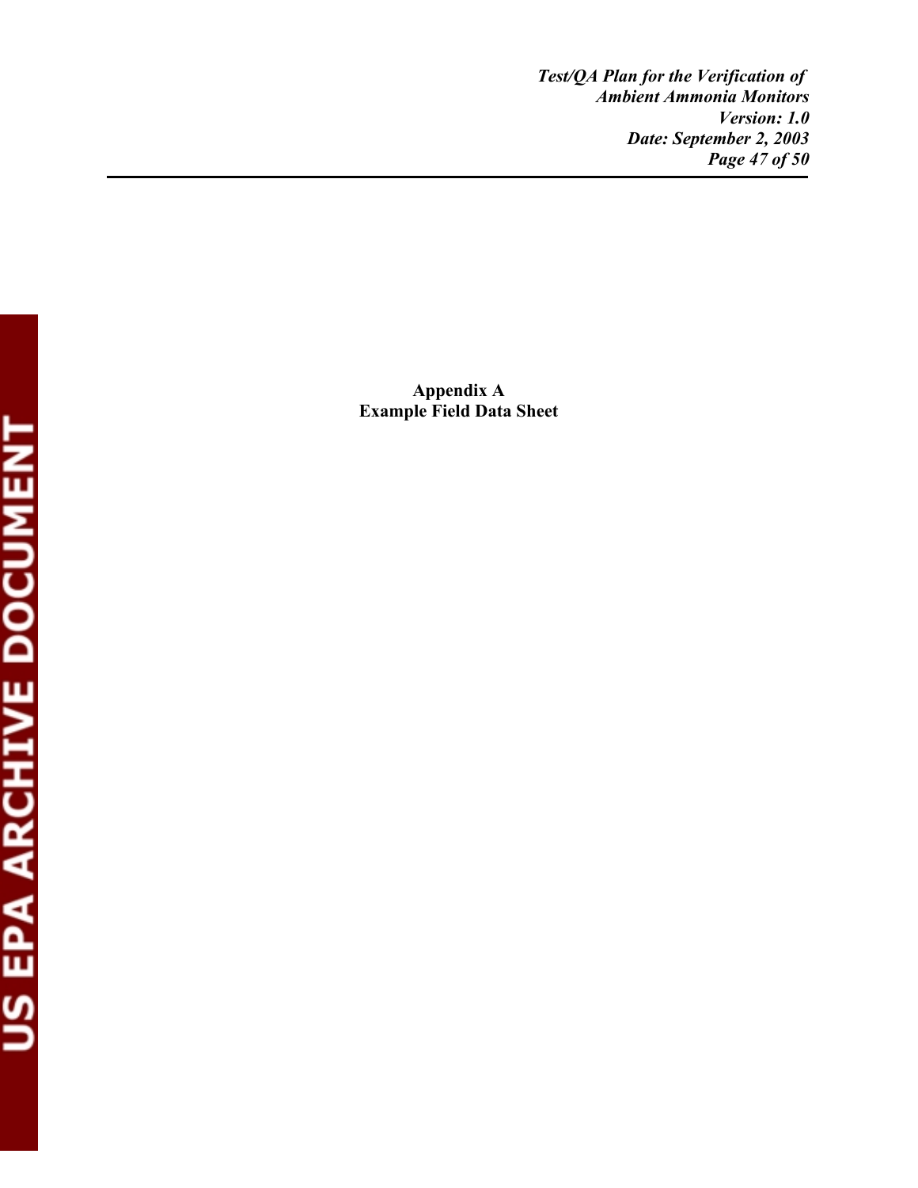**Appendix A**
**Example Field Data Sheet**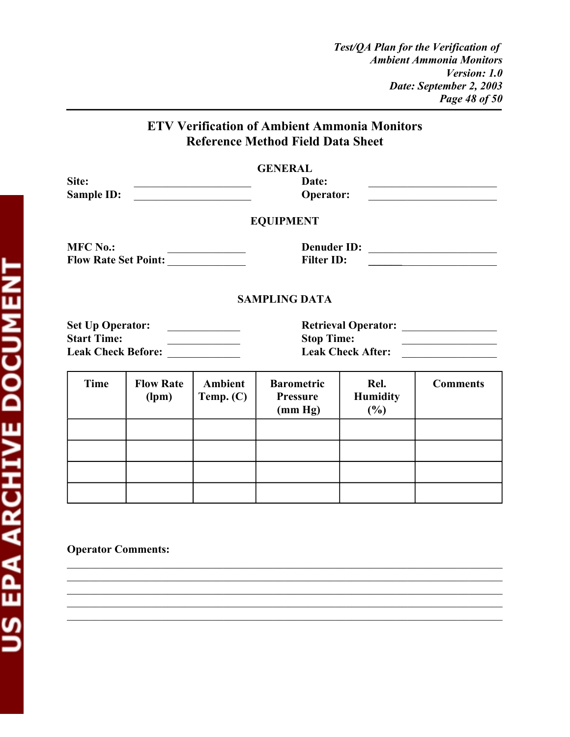# ETV Verification of Ambient Ammonia Monitors
# Reference Method Field Data Sheet

## GENERAL

**Site:** ______________________ **Date:** ________________________

**Sample ID:** ______________________ **Operator:** ________________________

## EQUIPMENT

**MFC No.:** ______________ **Denuder ID:** ________________________

**Flow Rate Set Point:** ______________ **Filter ID:** ________________________

## SAMPLING DATA

**Set Up Operator:** _____________ **Retrieval Operator:** _________________

**Start Time:** _____________ **Stop Time:** _________________

**Leak Check Before:** _____________ **Leak Check After:** _________________

| Time | Flow Rate (lpm) | Ambient Temp. (C) | Barometric Pressure (mm Hg) | Rel. Humidity (%) | Comments |
|---|---|---|---|---|---|
| | | | | | |
| | | | | | |
| | | | | | |
| | | | | | |

**Operator Comments:**

______________________________________________________________________

______________________________________________________________________

______________________________________________________________________

______________________________________________________________________

______________________________________________________________________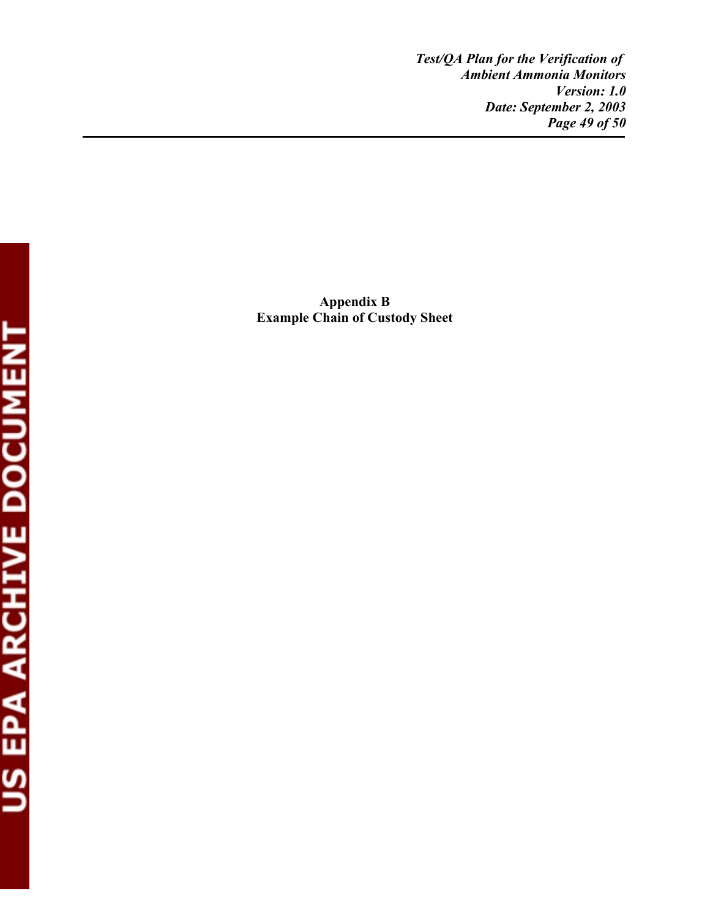# Appendix B
# Example Chain of Custody Sheet